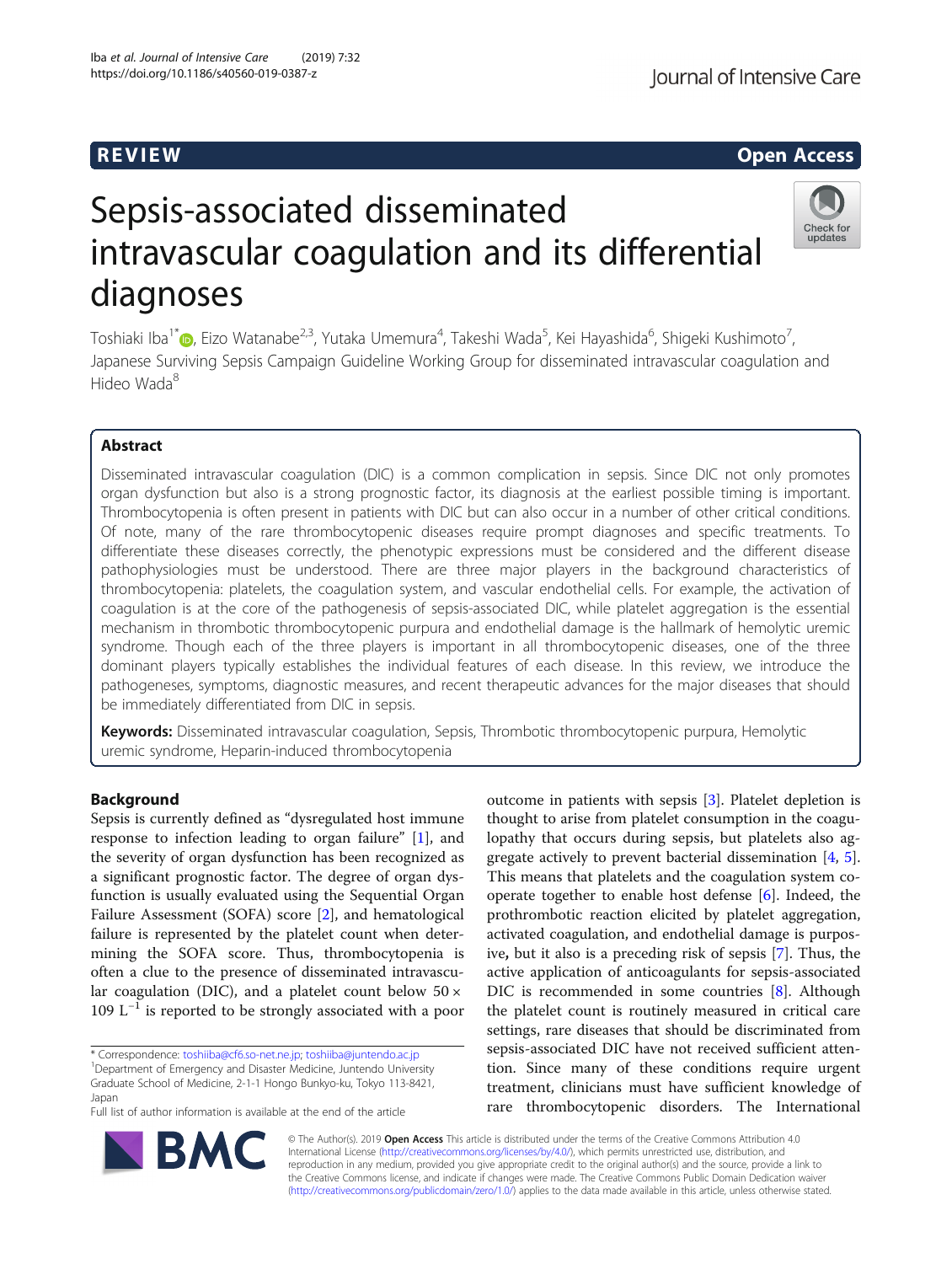REVIEW

Open Access

# Sepsis-associated disseminated intravascular coagulation and its differential diagnoses

Toshiaki Iba[1*], Eizo Watanabe[2,3], Yutaka Umemura[4], Takeshi Wada[5], Kei Hayashida[6], Shigeki Kushimoto[7], Japanese Surviving Sepsis Campaign Guideline Working Group for disseminated intravascular coagulation and Hideo Wada[8]

## Abstract

Disseminated intravascular coagulation (DIC) is a common complication in sepsis. Since DIC not only promotes organ dysfunction but also is a strong prognostic factor, its diagnosis at the earliest possible timing is important. Thrombocytopenia is often present in patients with DIC but can also occur in a number of other critical conditions. Of note, many of the rare thrombocytopenic diseases require prompt diagnoses and specific treatments. To differentiate these diseases correctly, the phenotypic expressions must be considered and the different disease pathophysiologies must be understood. There are three major players in the background characteristics of thrombocytopenia: platelets, the coagulation system, and vascular endothelial cells. For example, the activation of coagulation is at the core of the pathogenesis of sepsis-associated DIC, while platelet aggregation is the essential mechanism in thrombotic thrombocytopenic purpura and endothelial damage is the hallmark of hemolytic uremic syndrome. Though each of the three players is important in all thrombocytopenic diseases, one of the three dominant players typically establishes the individual features of each disease. In this review, we introduce the pathogeneses, symptoms, diagnostic measures, and recent therapeutic advances for the major diseases that should be immediately differentiated from DIC in sepsis.

**Keywords:** Disseminated intravascular coagulation, Sepsis, Thrombotic thrombocytopenic purpura, Hemolytic uremic syndrome, Heparin-induced thrombocytopenia

## Background

Sepsis is currently defined as "dysregulated host immune response to infection leading to organ failure" [1], and the severity of organ dysfunction has been recognized as a significant prognostic factor. The degree of organ dysfunction is usually evaluated using the Sequential Organ Failure Assessment (SOFA) score [2], and hematological failure is represented by the platelet count when determining the SOFA score. Thus, thrombocytopenia is often a clue to the presence of disseminated intravascular coagulation (DIC), and a platelet count below $50 \times 109\ L^{-1}$ is reported to be strongly associated with a poor outcome in patients with sepsis [3]. Platelet depletion is thought to arise from platelet consumption in the coagulopathy that occurs during sepsis, but platelets also aggregate actively to prevent bacterial dissemination [4, 5]. This means that platelets and the coagulation system cooperate together to enable host defense [6]. Indeed, the prothrombotic reaction elicited by platelet aggregation, activated coagulation, and endothelial damage is purposive, but it also is a preceding risk of sepsis [7]. Thus, the active application of anticoagulants for sepsis-associated DIC is recommended in some countries [8]. Although the platelet count is routinely measured in critical care settings, rare diseases that should be discriminated from sepsis-associated DIC have not received sufficient attention. Since many of these conditions require urgent treatment, clinicians must have sufficient knowledge of rare thrombocytopenic disorders. The International

* Correspondence: toshiiba@cf6.so-net.ne.jp; toshiiba@juntendo.ac.jp
[1]Department of Emergency and Disaster Medicine, Juntendo University Graduate School of Medicine, 2-1-1 Hongo Bunkyo-ku, Tokyo 113-8421, Japan
Full list of author information is available at the end of the article

© The Author(s). 2019 **Open Access** This article is distributed under the terms of the Creative Commons Attribution 4.0 International License (http://creativecommons.org/licenses/by/4.0/), which permits unrestricted use, distribution, and reproduction in any medium, provided you give appropriate credit to the original author(s) and the source, provide a link to the Creative Commons license, and indicate if changes were made. The Creative Commons Public Domain Dedication waiver (http://creativecommons.org/publicdomain/zero/1.0/) applies to the data made available in this article, unless otherwise stated.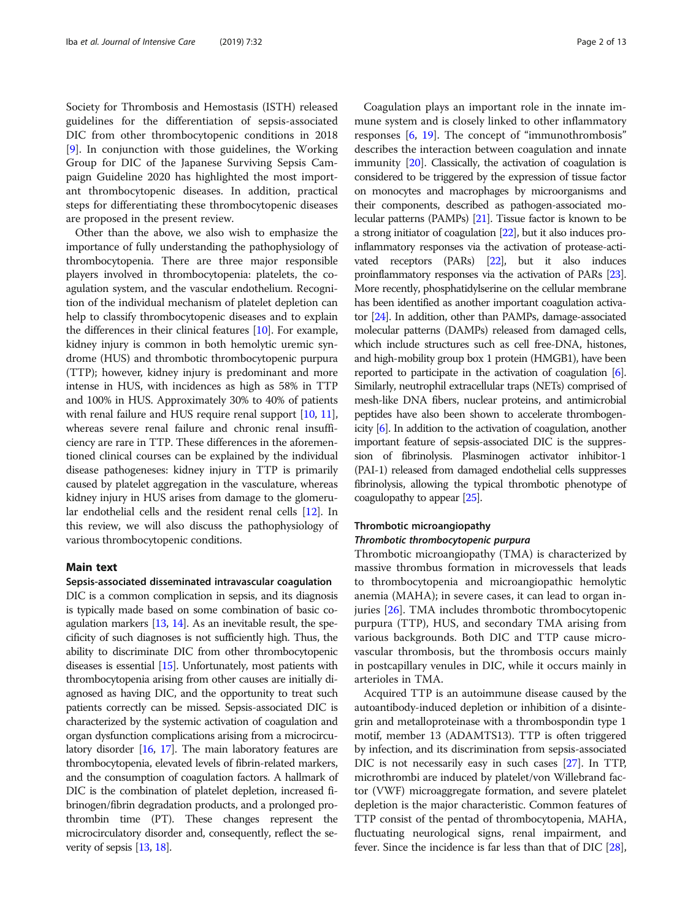Society for Thrombosis and Hemostasis (ISTH) released guidelines for the differentiation of sepsis-associated DIC from other thrombocytopenic conditions in 2018 [9]. In conjunction with those guidelines, the Working Group for DIC of the Japanese Surviving Sepsis Campaign Guideline 2020 has highlighted the most important thrombocytopenic diseases. In addition, practical steps for differentiating these thrombocytopenic diseases are proposed in the present review.

Other than the above, we also wish to emphasize the importance of fully understanding the pathophysiology of thrombocytopenia. There are three major responsible players involved in thrombocytopenia: platelets, the coagulation system, and the vascular endothelium. Recognition of the individual mechanism of platelet depletion can help to classify thrombocytopenic diseases and to explain the differences in their clinical features [10]. For example, kidney injury is common in both hemolytic uremic syndrome (HUS) and thrombotic thrombocytopenic purpura (TTP); however, kidney injury is predominant and more intense in HUS, with incidences as high as 58% in TTP and 100% in HUS. Approximately 30% to 40% of patients with renal failure and HUS require renal support [10, 11], whereas severe renal failure and chronic renal insufficiency are rare in TTP. These differences in the aforementioned clinical courses can be explained by the individual disease pathogeneses: kidney injury in TTP is primarily caused by platelet aggregation in the vasculature, whereas kidney injury in HUS arises from damage to the glomerular endothelial cells and the resident renal cells [12]. In this review, we will also discuss the pathophysiology of various thrombocytopenic conditions.

## Main text

### Sepsis-associated disseminated intravascular coagulation

DIC is a common complication in sepsis, and its diagnosis is typically made based on some combination of basic coagulation markers [13, 14]. As an inevitable result, the specificity of such diagnoses is not sufficiently high. Thus, the ability to discriminate DIC from other thrombocytopenic diseases is essential [15]. Unfortunately, most patients with thrombocytopenia arising from other causes are initially diagnosed as having DIC, and the opportunity to treat such patients correctly can be missed. Sepsis-associated DIC is characterized by the systemic activation of coagulation and organ dysfunction complications arising from a microcirculatory disorder [16, 17]. The main laboratory features are thrombocytopenia, elevated levels of fibrin-related markers, and the consumption of coagulation factors. A hallmark of DIC is the combination of platelet depletion, increased fibrinogen/fibrin degradation products, and a prolonged prothrombin time (PT). These changes represent the microcirculatory disorder and, consequently, reflect the severity of sepsis [13, 18].

Coagulation plays an important role in the innate immune system and is closely linked to other inflammatory responses [6, 19]. The concept of "immunothrombosis" describes the interaction between coagulation and innate immunity [20]. Classically, the activation of coagulation is considered to be triggered by the expression of tissue factor on monocytes and macrophages by microorganisms and their components, described as pathogen-associated molecular patterns (PAMPs) [21]. Tissue factor is known to be a strong initiator of coagulation [22], but it also induces pro-inflammatory responses via the activation of protease-activated receptors (PARs) [22], but it also induces proinflammatory responses via the activation of PARs [23]. More recently, phosphatidylserine on the cellular membrane has been identified as another important coagulation activator [24]. In addition, other than PAMPs, damage-associated molecular patterns (DAMPs) released from damaged cells, which include structures such as cell free-DNA, histones, and high-mobility group box 1 protein (HMGB1), have been reported to participate in the activation of coagulation [6]. Similarly, neutrophil extracellular traps (NETs) comprised of mesh-like DNA fibers, nuclear proteins, and antimicrobial peptides have also been shown to accelerate thrombogenicity [6]. In addition to the activation of coagulation, another important feature of sepsis-associated DIC is the suppression of fibrinolysis. Plasminogen activator inhibitor-1 (PAI-1) released from damaged endothelial cells suppresses fibrinolysis, allowing the typical thrombotic phenotype of coagulopathy to appear [25].

### Thrombotic microangiopathy

#### *Thrombotic thrombocytopenic purpura*

Thrombotic microangiopathy (TMA) is characterized by massive thrombus formation in microvessels that leads to thrombocytopenia and microangiopathic hemolytic anemia (MAHA); in severe cases, it can lead to organ injuries [26]. TMA includes thrombotic thrombocytopenic purpura (TTP), HUS, and secondary TMA arising from various backgrounds. Both DIC and TTP cause microvascular thrombosis, but the thrombosis occurs mainly in postcapillary venules in DIC, while it occurs mainly in arterioles in TMA.

Acquired TTP is an autoimmune disease caused by the autoantibody-induced depletion or inhibition of a disintegrin and metalloproteinase with a thrombospondin type 1 motif, member 13 (ADAMTS13). TTP is often triggered by infection, and its discrimination from sepsis-associated DIC is not necessarily easy in such cases [27]. In TTP, microthrombi are induced by platelet/von Willebrand factor (VWF) microaggregate formation, and severe platelet depletion is the major characteristic. Common features of TTP consist of the pentad of thrombocytopenia, MAHA, fluctuating neurological signs, renal impairment, and fever. Since the incidence is far less than that of DIC [28],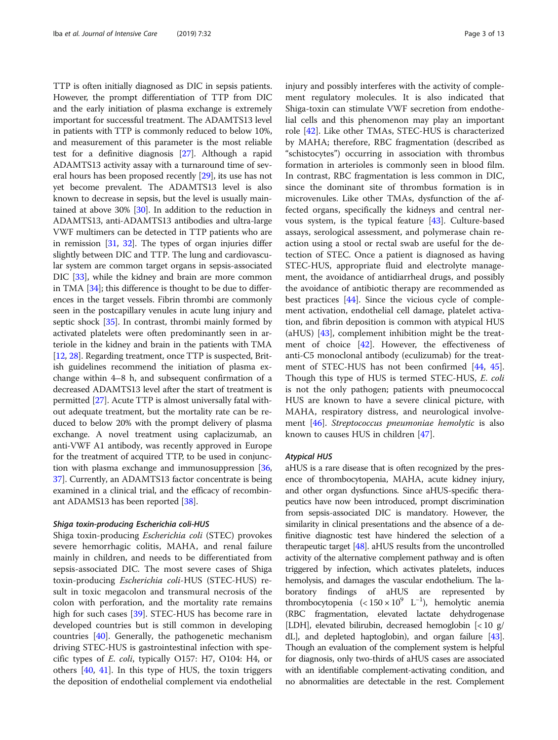TTP is often initially diagnosed as DIC in sepsis patients. However, the prompt differentiation of TTP from DIC and the early initiation of plasma exchange is extremely important for successful treatment. The ADAMTS13 level in patients with TTP is commonly reduced to below 10%, and measurement of this parameter is the most reliable test for a definitive diagnosis [27]. Although a rapid ADAMTS13 activity assay with a turnaround time of several hours has been proposed recently [29], its use has not yet become prevalent. The ADAMTS13 level is also known to decrease in sepsis, but the level is usually maintained at above 30% [30]. In addition to the reduction in ADAMTS13, anti-ADAMTS13 antibodies and ultra-large VWF multimers can be detected in TTP patients who are in remission [31, 32]. The types of organ injuries differ slightly between DIC and TTP. The lung and cardiovascular system are common target organs in sepsis-associated DIC [33], while the kidney and brain are more common in TMA [34]; this difference is thought to be due to differences in the target vessels. Fibrin thrombi are commonly seen in the postcapillary venules in acute lung injury and septic shock [35]. In contrast, thrombi mainly formed by activated platelets were often predominantly seen in arteriole in the kidney and brain in the patients with TMA [12, 28]. Regarding treatment, once TTP is suspected, British guidelines recommend the initiation of plasma exchange within 4–8 h, and subsequent confirmation of a decreased ADAMTS13 level after the start of treatment is permitted [27]. Acute TTP is almost universally fatal without adequate treatment, but the mortality rate can be reduced to below 20% with the prompt delivery of plasma exchange. A novel treatment using caplacizumab, an anti-VWF A1 antibody, was recently approved in Europe for the treatment of acquired TTP, to be used in conjunction with plasma exchange and immunosuppression [36, 37]. Currently, an ADAMTS13 factor concentrate is being examined in a clinical trial, and the efficacy of recombinant ADAMS13 has been reported [38].

### *Shiga toxin-producing Escherichia coli-HUS*

Shiga toxin-producing *Escherichia coli* (STEC) provokes severe hemorrhagic colitis, MAHA, and renal failure mainly in children, and needs to be differentiated from sepsis-associated DIC. The most severe cases of Shiga toxin-producing *Escherichia coli*-HUS (STEC-HUS) result in toxic megacolon and transmural necrosis of the colon with perforation, and the mortality rate remains high for such cases [39]. STEC-HUS has become rare in developed countries but is still common in developing countries [40]. Generally, the pathogenetic mechanism driving STEC-HUS is gastrointestinal infection with specific types of *E. coli*, typically O157: H7, O104: H4, or others [40, 41]. In this type of HUS, the toxin triggers the deposition of endothelial complement via endothelial injury and possibly interferes with the activity of complement regulatory molecules. It is also indicated that Shiga-toxin can stimulate VWF secretion from endothelial cells and this phenomenon may play an important role [42]. Like other TMAs, STEC-HUS is characterized by MAHA; therefore, RBC fragmentation (described as "schistocytes") occurring in association with thrombus formation in arterioles is commonly seen in blood film. In contrast, RBC fragmentation is less common in DIC, since the dominant site of thrombus formation is in microvenules. Like other TMAs, dysfunction of the affected organs, specifically the kidneys and central nervous system, is the typical feature [43]. Culture-based assays, serological assessment, and polymerase chain reaction using a stool or rectal swab are useful for the detection of STEC. Once a patient is diagnosed as having STEC-HUS, appropriate fluid and electrolyte management, the avoidance of antidiarrheal drugs, and possibly the avoidance of antibiotic therapy are recommended as best practices [44]. Since the vicious cycle of complement activation, endothelial cell damage, platelet activation, and fibrin deposition is common with atypical HUS (aHUS) [43], complement inhibition might be the treatment of choice [42]. However, the effectiveness of anti-C5 monoclonal antibody (eculizumab) for the treatment of STEC-HUS has not been confirmed [44, 45]. Though this type of HUS is termed STEC-HUS, *E. coli* is not the only pathogen; patients with pneumococcal HUS are known to have a severe clinical picture, with MAHA, respiratory distress, and neurological involvement [46]. *Streptococcus pneumoniae hemolytic* is also known to causes HUS in children [47].

### *Atypical HUS*

aHUS is a rare disease that is often recognized by the presence of thrombocytopenia, MAHA, acute kidney injury, and other organ dysfunctions. Since aHUS-specific therapeutics have now been introduced, prompt discrimination from sepsis-associated DIC is mandatory. However, the similarity in clinical presentations and the absence of a definitive diagnostic test have hindered the selection of a therapeutic target [48]. aHUS results from the uncontrolled activity of the alternative complement pathway and is often triggered by infection, which activates platelets, induces hemolysis, and damages the vascular endothelium. The laboratory findings of aHUS are represented by thrombocytopenia ($< 150 \times 10^9$ $L^{-1}$), hemolytic anemia (RBC fragmentation, elevated lactate dehydrogenase [LDH], elevated bilirubin, decreased hemoglobin [< 10 g/dL], and depleted haptoglobin), and organ failure [43]. Though an evaluation of the complement system is helpful for diagnosis, only two-thirds of aHUS cases are associated with an identifiable complement-activating condition, and no abnormalities are detectable in the rest. Complement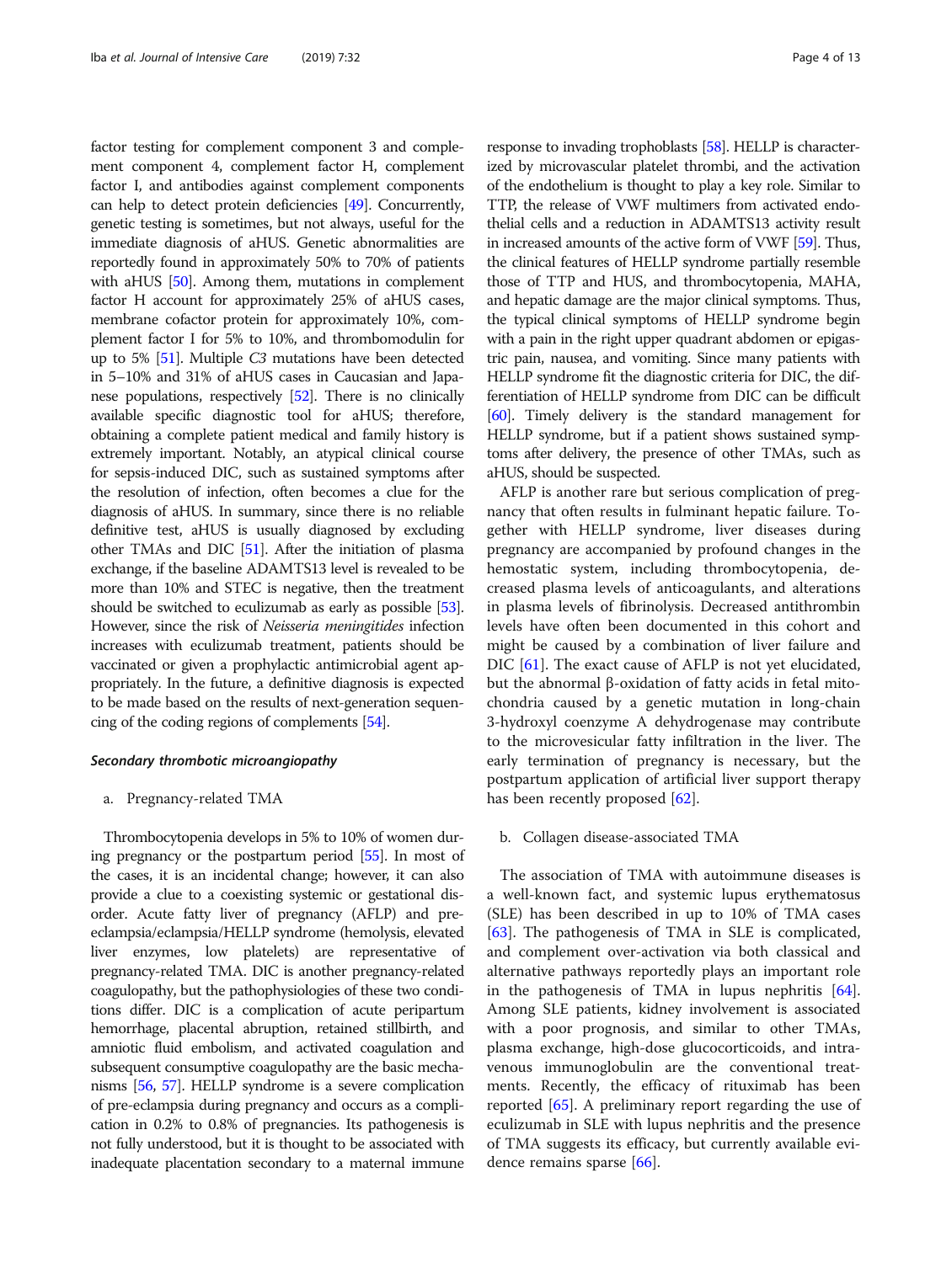factor testing for complement component 3 and complement component 4, complement factor H, complement factor I, and antibodies against complement components can help to detect protein deficiencies [49]. Concurrently, genetic testing is sometimes, but not always, useful for the immediate diagnosis of aHUS. Genetic abnormalities are reportedly found in approximately 50% to 70% of patients with aHUS [50]. Among them, mutations in complement factor H account for approximately 25% of aHUS cases, membrane cofactor protein for approximately 10%, complement factor I for 5% to 10%, and thrombomodulin for up to 5% [51]. Multiple *C3* mutations have been detected in 5–10% and 31% of aHUS cases in Caucasian and Japanese populations, respectively [52]. There is no clinically available specific diagnostic tool for aHUS; therefore, obtaining a complete patient medical and family history is extremely important. Notably, an atypical clinical course for sepsis-induced DIC, such as sustained symptoms after the resolution of infection, often becomes a clue for the diagnosis of aHUS. In summary, since there is no reliable definitive test, aHUS is usually diagnosed by excluding other TMAs and DIC [51]. After the initiation of plasma exchange, if the baseline ADAMTS13 level is revealed to be more than 10% and STEC is negative, then the treatment should be switched to eculizumab as early as possible [53]. However, since the risk of *Neisseria meningitides* infection increases with eculizumab treatment, patients should be vaccinated or given a prophylactic antimicrobial agent appropriately. In the future, a definitive diagnosis is expected to be made based on the results of next-generation sequencing of the coding regions of complements [54].

#### Secondary thrombotic microangiopathy

a. Pregnancy-related TMA

Thrombocytopenia develops in 5% to 10% of women during pregnancy or the postpartum period [55]. In most of the cases, it is an incidental change; however, it can also provide a clue to a coexisting systemic or gestational disorder. Acute fatty liver of pregnancy (AFLP) and pre-eclampsia/eclampsia/HELLP syndrome (hemolysis, elevated liver enzymes, low platelets) are representative of pregnancy-related TMA. DIC is another pregnancy-related coagulopathy, but the pathophysiologies of these two conditions differ. DIC is a complication of acute peripartum hemorrhage, placental abruption, retained stillbirth, and amniotic fluid embolism, and activated coagulation and subsequent consumptive coagulopathy are the basic mechanisms [56, 57]. HELLP syndrome is a severe complication of pre-eclampsia during pregnancy and occurs as a complication in 0.2% to 0.8% of pregnancies. Its pathogenesis is not fully understood, but it is thought to be associated with inadequate placentation secondary to a maternal immune response to invading trophoblasts [58]. HELLP is characterized by microvascular platelet thrombi, and the activation of the endothelium is thought to play a key role. Similar to TTP, the release of VWF multimers from activated endothelial cells and a reduction in ADAMTS13 activity result in increased amounts of the active form of VWF [59]. Thus, the clinical features of HELLP syndrome partially resemble those of TTP and HUS, and thrombocytopenia, MAHA, and hepatic damage are the major clinical symptoms. Thus, the typical clinical symptoms of HELLP syndrome begin with a pain in the right upper quadrant abdomen or epigastric pain, nausea, and vomiting. Since many patients with HELLP syndrome fit the diagnostic criteria for DIC, the differentiation of HELLP syndrome from DIC can be difficult [60]. Timely delivery is the standard management for HELLP syndrome, but if a patient shows sustained symptoms after delivery, the presence of other TMAs, such as aHUS, should be suspected.

AFLP is another rare but serious complication of pregnancy that often results in fulminant hepatic failure. Together with HELLP syndrome, liver diseases during pregnancy are accompanied by profound changes in the hemostatic system, including thrombocytopenia, decreased plasma levels of anticoagulants, and alterations in plasma levels of fibrinolysis. Decreased antithrombin levels have often been documented in this cohort and might be caused by a combination of liver failure and DIC [61]. The exact cause of AFLP is not yet elucidated, but the abnormal β-oxidation of fatty acids in fetal mitochondria caused by a genetic mutation in long-chain 3-hydroxyl coenzyme A dehydrogenase may contribute to the microvesicular fatty infiltration in the liver. The early termination of pregnancy is necessary, but the postpartum application of artificial liver support therapy has been recently proposed [62].

b. Collagen disease-associated TMA

The association of TMA with autoimmune diseases is a well-known fact, and systemic lupus erythematosus (SLE) has been described in up to 10% of TMA cases [63]. The pathogenesis of TMA in SLE is complicated, and complement over-activation via both classical and alternative pathways reportedly plays an important role in the pathogenesis of TMA in lupus nephritis [64]. Among SLE patients, kidney involvement is associated with a poor prognosis, and similar to other TMAs, plasma exchange, high-dose glucocorticoids, and intravenous immunoglobulin are the conventional treatments. Recently, the efficacy of rituximab has been reported [65]. A preliminary report regarding the use of eculizumab in SLE with lupus nephritis and the presence of TMA suggests its efficacy, but currently available evidence remains sparse [66].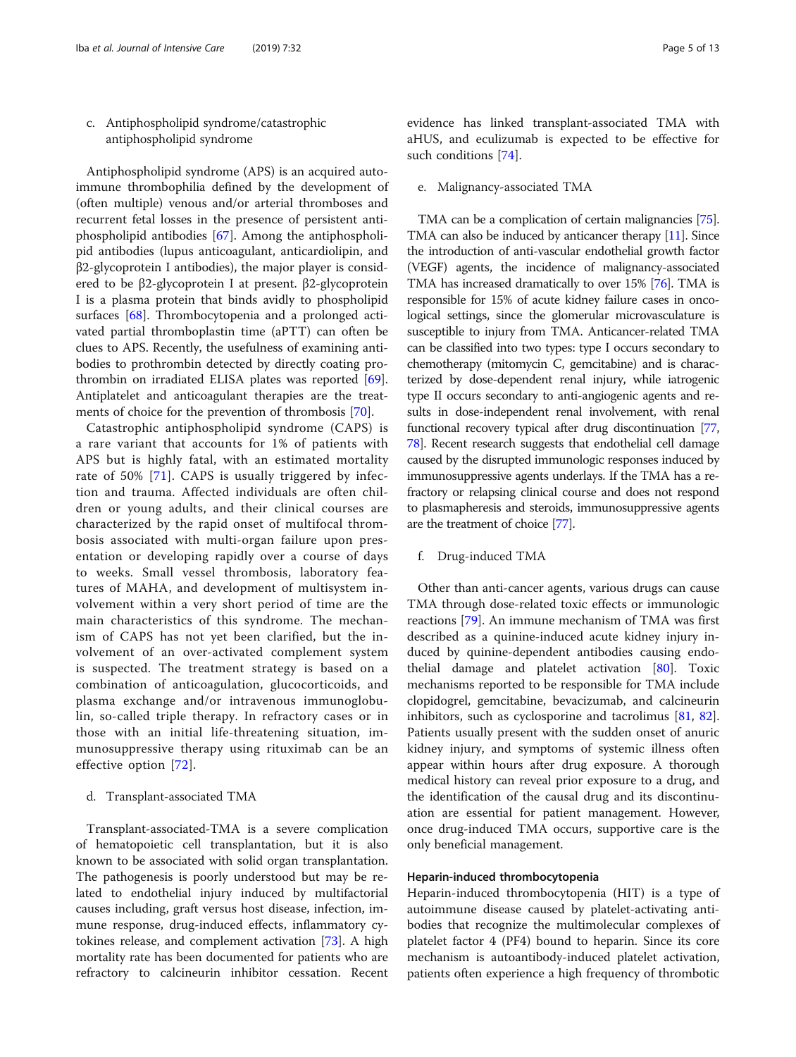c. Antiphospholipid syndrome/catastrophic antiphospholipid syndrome

Antiphospholipid syndrome (APS) is an acquired autoimmune thrombophilia defined by the development of (often multiple) venous and/or arterial thromboses and recurrent fetal losses in the presence of persistent antiphospholipid antibodies [67]. Among the antiphospholipid antibodies (lupus anticoagulant, anticardiolipin, and β2-glycoprotein I antibodies), the major player is considered to be β2-glycoprotein I at present. β2-glycoprotein I is a plasma protein that binds avidly to phospholipid surfaces [68]. Thrombocytopenia and a prolonged activated partial thromboplastin time (aPTT) can often be clues to APS. Recently, the usefulness of examining antibodies to prothrombin detected by directly coating prothrombin on irradiated ELISA plates was reported [69]. Antiplatelet and anticoagulant therapies are the treatments of choice for the prevention of thrombosis [70].

Catastrophic antiphospholipid syndrome (CAPS) is a rare variant that accounts for 1% of patients with APS but is highly fatal, with an estimated mortality rate of 50% [71]. CAPS is usually triggered by infection and trauma. Affected individuals are often children or young adults, and their clinical courses are characterized by the rapid onset of multifocal thrombosis associated with multi-organ failure upon presentation or developing rapidly over a course of days to weeks. Small vessel thrombosis, laboratory features of MAHA, and development of multisystem involvement within a very short period of time are the main characteristics of this syndrome. The mechanism of CAPS has not yet been clarified, but the involvement of an over-activated complement system is suspected. The treatment strategy is based on a combination of anticoagulation, glucocorticoids, and plasma exchange and/or intravenous immunoglobulin, so-called triple therapy. In refractory cases or in those with an initial life-threatening situation, immunosuppressive therapy using rituximab can be an effective option [72].

d. Transplant-associated TMA

Transplant-associated-TMA is a severe complication of hematopoietic cell transplantation, but it is also known to be associated with solid organ transplantation. The pathogenesis is poorly understood but may be related to endothelial injury induced by multifactorial causes including, graft versus host disease, infection, immune response, drug-induced effects, inflammatory cytokines release, and complement activation [73]. A high mortality rate has been documented for patients who are refractory to calcineurin inhibitor cessation. Recent evidence has linked transplant-associated TMA with aHUS, and eculizumab is expected to be effective for such conditions [74].

e. Malignancy-associated TMA

TMA can be a complication of certain malignancies [75]. TMA can also be induced by anticancer therapy [11]. Since the introduction of anti-vascular endothelial growth factor (VEGF) agents, the incidence of malignancy-associated TMA has increased dramatically to over 15% [76]. TMA is responsible for 15% of acute kidney failure cases in oncological settings, since the glomerular microvasculature is susceptible to injury from TMA. Anticancer-related TMA can be classified into two types: type I occurs secondary to chemotherapy (mitomycin C, gemcitabine) and is characterized by dose-dependent renal injury, while iatrogenic type II occurs secondary to anti-angiogenic agents and results in dose-independent renal involvement, with renal functional recovery typical after drug discontinuation [77, 78]. Recent research suggests that endothelial cell damage caused by the disrupted immunologic responses induced by immunosuppressive agents underlays. If the TMA has a refractory or relapsing clinical course and does not respond to plasmapheresis and steroids, immunosuppressive agents are the treatment of choice [77].

f. Drug-induced TMA

Other than anti-cancer agents, various drugs can cause TMA through dose-related toxic effects or immunologic reactions [79]. An immune mechanism of TMA was first described as a quinine-induced acute kidney injury induced by quinine-dependent antibodies causing endothelial damage and platelet activation [80]. Toxic mechanisms reported to be responsible for TMA include clopidogrel, gemcitabine, bevacizumab, and calcineurin inhibitors, such as cyclosporine and tacrolimus [81, 82]. Patients usually present with the sudden onset of anuric kidney injury, and symptoms of systemic illness often appear within hours after drug exposure. A thorough medical history can reveal prior exposure to a drug, and the identification of the causal drug and its discontinuation are essential for patient management. However, once drug-induced TMA occurs, supportive care is the only beneficial management.

### Heparin-induced thrombocytopenia

Heparin-induced thrombocytopenia (HIT) is a type of autoimmune disease caused by platelet-activating antibodies that recognize the multimolecular complexes of platelet factor 4 (PF4) bound to heparin. Since its core mechanism is autoantibody-induced platelet activation, patients often experience a high frequency of thrombotic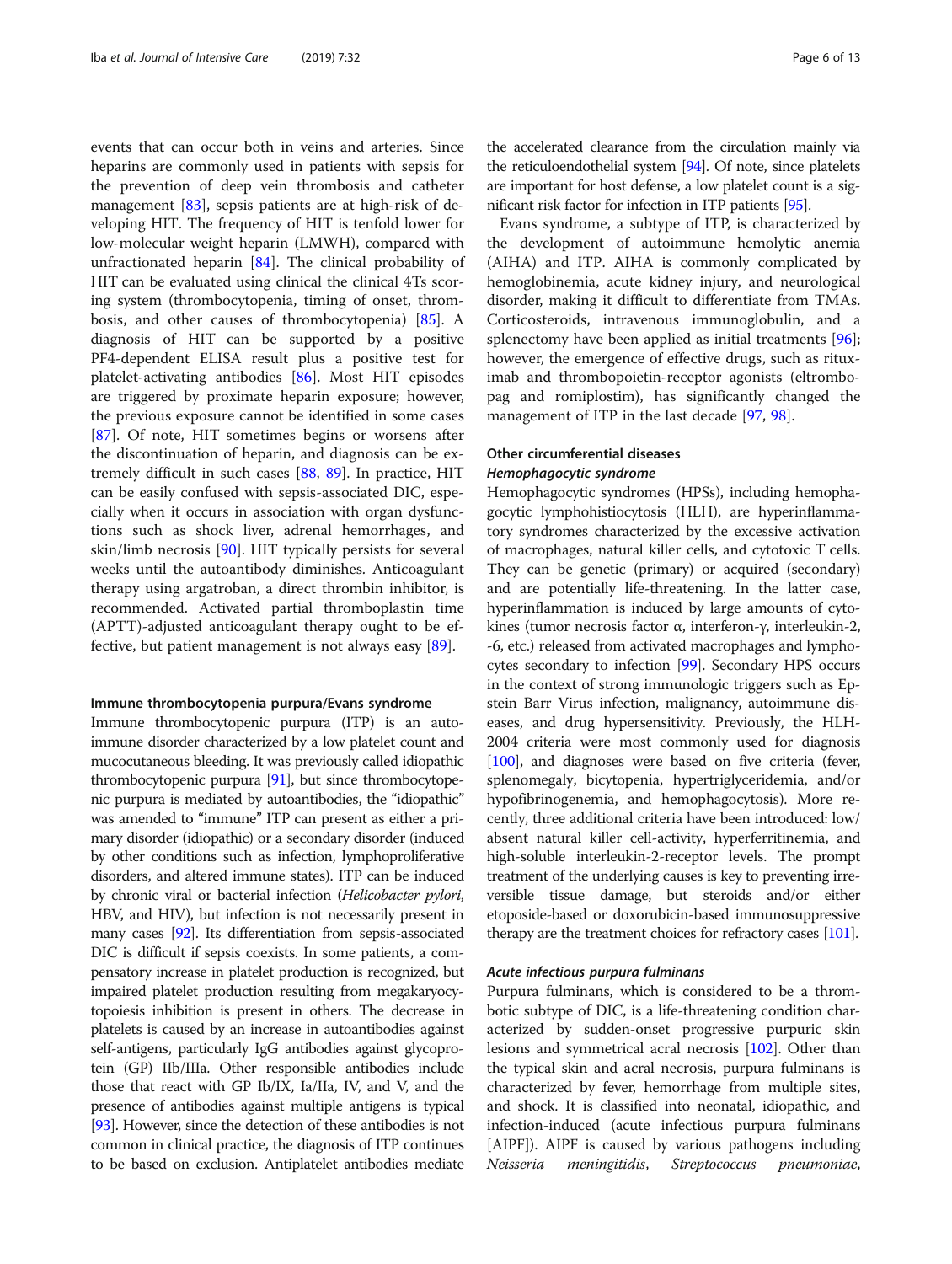events that can occur both in veins and arteries. Since heparins are commonly used in patients with sepsis for the prevention of deep vein thrombosis and catheter management [83], sepsis patients are at high-risk of developing HIT. The frequency of HIT is tenfold lower for low-molecular weight heparin (LMWH), compared with unfractionated heparin [84]. The clinical probability of HIT can be evaluated using clinical the clinical 4Ts scoring system (thrombocytopenia, timing of onset, thrombosis, and other causes of thrombocytopenia) [85]. A diagnosis of HIT can be supported by a positive PF4-dependent ELISA result plus a positive test for platelet-activating antibodies [86]. Most HIT episodes are triggered by proximate heparin exposure; however, the previous exposure cannot be identified in some cases [87]. Of note, HIT sometimes begins or worsens after the discontinuation of heparin, and diagnosis can be extremely difficult in such cases [88, 89]. In practice, HIT can be easily confused with sepsis-associated DIC, especially when it occurs in association with organ dysfunctions such as shock liver, adrenal hemorrhages, and skin/limb necrosis [90]. HIT typically persists for several weeks until the autoantibody diminishes. Anticoagulant therapy using argatroban, a direct thrombin inhibitor, is recommended. Activated partial thromboplastin time (APTT)-adjusted anticoagulant therapy ought to be effective, but patient management is not always easy [89].

#### Immune thrombocytopenia purpura/Evans syndrome

Immune thrombocytopenic purpura (ITP) is an autoimmune disorder characterized by a low platelet count and mucocutaneous bleeding. It was previously called idiopathic thrombocytopenic purpura [91], but since thrombocytopenic purpura is mediated by autoantibodies, the "idiopathic" was amended to "immune" ITP can present as either a primary disorder (idiopathic) or a secondary disorder (induced by other conditions such as infection, lymphoproliferative disorders, and altered immune states). ITP can be induced by chronic viral or bacterial infection (*Helicobacter pylori*, HBV, and HIV), but infection is not necessarily present in many cases [92]. Its differentiation from sepsis-associated DIC is difficult if sepsis coexists. In some patients, a compensatory increase in platelet production is recognized, but impaired platelet production resulting from megakaryocytopoiesis inhibition is present in others. The decrease in platelets is caused by an increase in autoantibodies against self-antigens, particularly IgG antibodies against glycoprotein (GP) IIb/IIIa. Other responsible antibodies include those that react with GP Ib/IX, Ia/IIa, IV, and V, and the presence of antibodies against multiple antigens is typical [93]. However, since the detection of these antibodies is not common in clinical practice, the diagnosis of ITP continues to be based on exclusion. Antiplatelet antibodies mediate the accelerated clearance from the circulation mainly via the reticuloendothelial system [94]. Of note, since platelets are important for host defense, a low platelet count is a significant risk factor for infection in ITP patients [95].

Evans syndrome, a subtype of ITP, is characterized by the development of autoimmune hemolytic anemia (AIHA) and ITP. AIHA is commonly complicated by hemoglobinemia, acute kidney injury, and neurological disorder, making it difficult to differentiate from TMAs. Corticosteroids, intravenous immunoglobulin, and a splenectomy have been applied as initial treatments [96]; however, the emergence of effective drugs, such as rituximab and thrombopoietin-receptor agonists (eltrombopag and romiplostim), has significantly changed the management of ITP in the last decade [97, 98].

### Other circumferential diseases

#### *Hemophagocytic syndrome*

Hemophagocytic syndromes (HPSs), including hemophagocytic lymphohistiocytosis (HLH), are hyperinflammatory syndromes characterized by the excessive activation of macrophages, natural killer cells, and cytotoxic T cells. They can be genetic (primary) or acquired (secondary) and are potentially life-threatening. In the latter case, hyperinflammation is induced by large amounts of cytokines (tumor necrosis factor α, interferon-γ, interleukin-2, -6, etc.) released from activated macrophages and lymphocytes secondary to infection [99]. Secondary HPS occurs in the context of strong immunologic triggers such as Epstein Barr Virus infection, malignancy, autoimmune diseases, and drug hypersensitivity. Previously, the HLH-2004 criteria were most commonly used for diagnosis [100], and diagnoses were based on five criteria (fever, splenomegaly, bicytopenia, hypertriglyceridemia, and/or hypofibrinogenemia, and hemophagocytosis). More recently, three additional criteria have been introduced: low/absent natural killer cell-activity, hyperferritinemia, and high-soluble interleukin-2-receptor levels. The prompt treatment of the underlying causes is key to preventing irreversible tissue damage, but steroids and/or either etoposide-based or doxorubicin-based immunosuppressive therapy are the treatment choices for refractory cases [101].

#### *Acute infectious purpura fulminans*

Purpura fulminans, which is considered to be a thrombotic subtype of DIC, is a life-threatening condition characterized by sudden-onset progressive purpuric skin lesions and symmetrical acral necrosis [102]. Other than the typical skin and acral necrosis, purpura fulminans is characterized by fever, hemorrhage from multiple sites, and shock. It is classified into neonatal, idiopathic, and infection-induced (acute infectious purpura fulminans [AIPF]). AIPF is caused by various pathogens including *Neisseria meningitidis*, *Streptococcus pneumoniae*,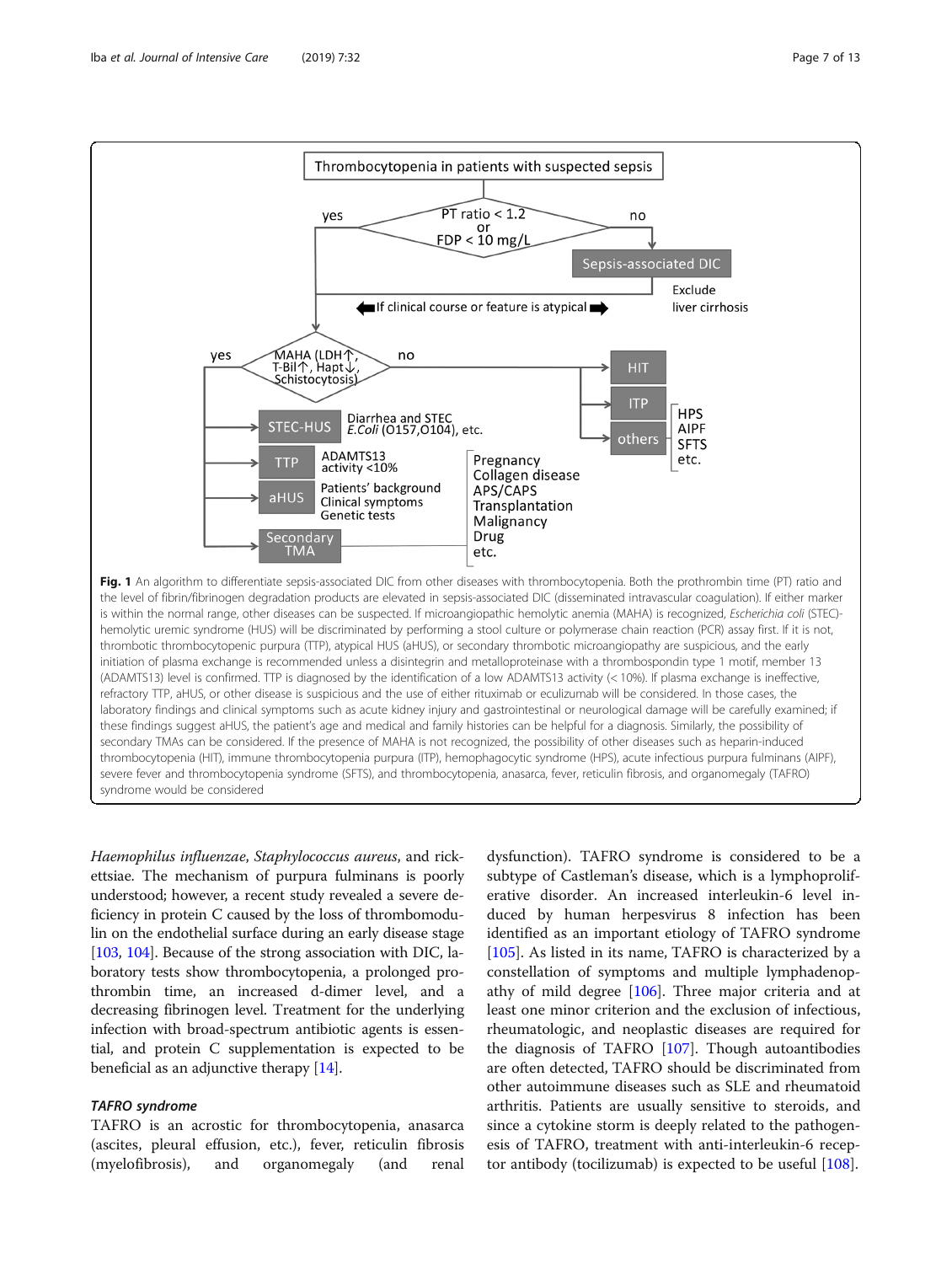Thrombocytopenia in patients with suspected sepsis

PT ratio < 1.2 or FDP < 10 mg/L

yes

no

Sepsis-associated DIC

Exclude liver cirrhosis

If clinical course or feature is atypical

MAHA (LDH↑, T-Bil↑, Hapt↓, Schistocytosis)

yes

no

STEC-HUS

Diarrhea and STEC *E.Coli* (O157,O104), etc.

TTP

ADAMTS13 activity <10%

aHUS

Patients' background
Clinical symptoms
Genetic tests

Secondary TMA

Pregnancy
Collagen disease
APS/CAPS
Transplantation
Malignancy
Drug
etc.

HIT

ITP

others

HPS
AIPF
SFTS
etc.

**Fig. 1** An algorithm to differentiate sepsis-associated DIC from other diseases with thrombocytopenia. Both the prothrombin time (PT) ratio and the level of fibrin/fibrinogen degradation products are elevated in sepsis-associated DIC (disseminated intravascular coagulation). If either marker is within the normal range, other diseases can be suspected. If microangiopathic hemolytic anemia (MAHA) is recognized, *Escherichia coli* (STEC)-hemolytic uremic syndrome (HUS) will be discriminated by performing a stool culture or polymerase chain reaction (PCR) assay first. If it is not, thrombotic thrombocytopenic purpura (TTP), atypical HUS (aHUS), or secondary thrombotic microangiopathy are suspicious, and the early initiation of plasma exchange is recommended unless a disintegrin and metalloproteinase with a thrombospondin type 1 motif, member 13 (ADAMTS13) level is confirmed. TTP is diagnosed by the identification of a low ADAMTS13 activity (< 10%). If plasma exchange is ineffective, refractory TTP, aHUS, or other disease is suspicious and the use of either rituximab or eculizumab will be considered. In those cases, the laboratory findings and clinical symptoms such as acute kidney injury and gastrointestinal or neurological damage will be carefully examined; if these findings suggest aHUS, the patient's age and medical and family histories can be helpful for a diagnosis. Similarly, the possibility of secondary TMAs can be considered. If the presence of MAHA is not recognized, the possibility of other diseases such as heparin-induced thrombocytopenia (HIT), immune thrombocytopenia purpura (ITP), hemophagocytic syndrome (HPS), acute infectious purpura fulminans (AIPF), severe fever and thrombocytopenia syndrome (SFTS), and thrombocytopenia, anasarca, fever, reticulin fibrosis, and organomegaly (TAFRO) syndrome would be considered

*Haemophilus influenzae*, *Staphylococcus aureus*, and rickettsiae. The mechanism of purpura fulminans is poorly understood; however, a recent study revealed a severe deficiency in protein C caused by the loss of thrombomodulin on the endothelial surface during an early disease stage [103, 104]. Because of the strong association with DIC, laboratory tests show thrombocytopenia, a prolonged prothrombin time, an increased d-dimer level, and a decreasing fibrinogen level. Treatment for the underlying infection with broad-spectrum antibiotic agents is essential, and protein C supplementation is expected to be beneficial as an adjunctive therapy [14].

### TAFRO syndrome

TAFRO is an acrostic for thrombocytopenia, anasarca (ascites, pleural effusion, etc.), fever, reticulin fibrosis (myelofibrosis), and organomegaly (and renal dysfunction). TAFRO syndrome is considered to be a subtype of Castleman's disease, which is a lymphoproliferative disorder. An increased interleukin-6 level induced by human herpesvirus 8 infection has been identified as an important etiology of TAFRO syndrome [105]. As listed in its name, TAFRO is characterized by a constellation of symptoms and multiple lymphadenopathy of mild degree [106]. Three major criteria and at least one minor criterion and the exclusion of infectious, rheumatologic, and neoplastic diseases are required for the diagnosis of TAFRO [107]. Though autoantibodies are often detected, TAFRO should be discriminated from other autoimmune diseases such as SLE and rheumatoid arthritis. Patients are usually sensitive to steroids, and since a cytokine storm is deeply related to the pathogenesis of TAFRO, treatment with anti-interleukin-6 receptor antibody (tocilizumab) is expected to be useful [108].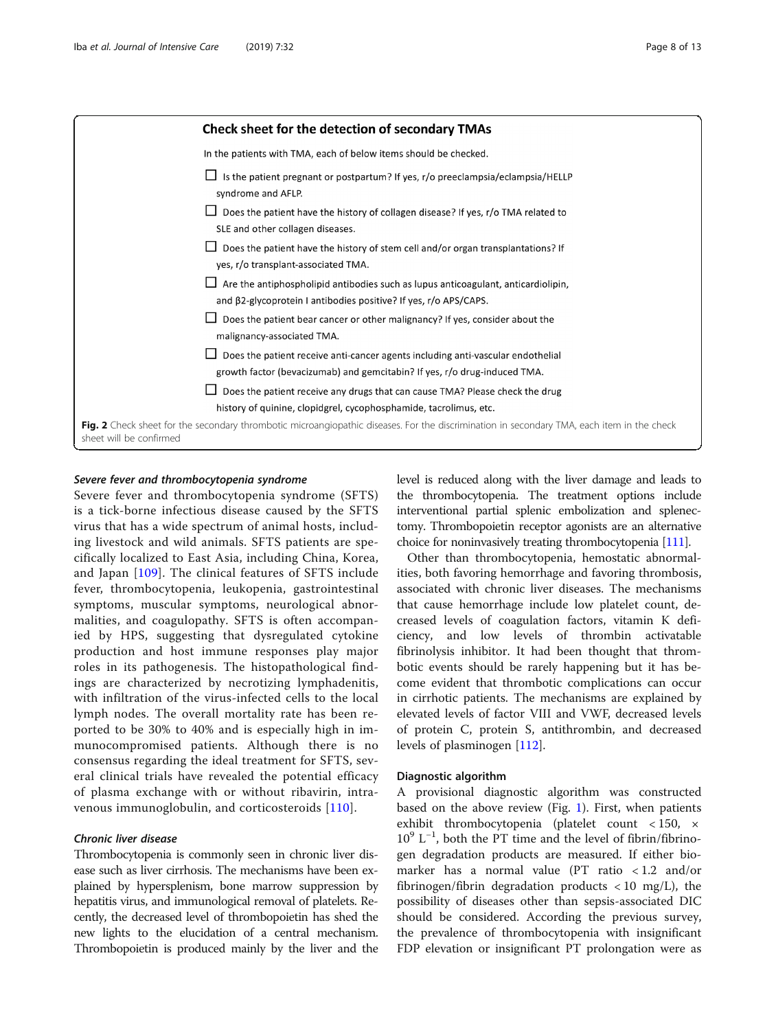**Check sheet for the detection of secondary TMAs**

In the patients with TMA, each of below items should be checked.

- ☐ Is the patient pregnant or postpartum? If yes, r/o preeclampsia/eclampsia/HELLP syndrome and AFLP.
- ☐ Does the patient have the history of collagen disease? If yes, r/o TMA related to SLE and other collagen diseases.
- ☐ Does the patient have the history of stem cell and/or organ transplantations? If yes, r/o transplant-associated TMA.
- ☐ Are the antiphospholipid antibodies such as lupus anticoagulant, anticardiolipin, and β2-glycoprotein I antibodies positive? If yes, r/o APS/CAPS.
- ☐ Does the patient bear cancer or other malignancy? If yes, consider about the malignancy-associated TMA.
- ☐ Does the patient receive anti-cancer agents including anti-vascular endothelial growth factor (bevacizumab) and gemcitabin? If yes, r/o drug-induced TMA.
- ☐ Does the patient receive any drugs that can cause TMA? Please check the drug history of quinine, clopidgrel, cycophosphamide, tacrolimus, etc.

**Fig. 2** Check sheet for the secondary thrombotic microangiopathic diseases. For the discrimination in secondary TMA, each item in the check sheet will be confirmed

### *Severe fever and thrombocytopenia syndrome*

Severe fever and thrombocytopenia syndrome (SFTS) is a tick-borne infectious disease caused by the SFTS virus that has a wide spectrum of animal hosts, including livestock and wild animals. SFTS patients are specifically localized to East Asia, including China, Korea, and Japan [109]. The clinical features of SFTS include fever, thrombocytopenia, leukopenia, gastrointestinal symptoms, muscular symptoms, neurological abnormalities, and coagulopathy. SFTS is often accompanied by HPS, suggesting that dysregulated cytokine production and host immune responses play major roles in its pathogenesis. The histopathological findings are characterized by necrotizing lymphadenitis, with infiltration of the virus-infected cells to the local lymph nodes. The overall mortality rate has been reported to be 30% to 40% and is especially high in immunocompromised patients. Although there is no consensus regarding the ideal treatment for SFTS, several clinical trials have revealed the potential efficacy of plasma exchange with or without ribavirin, intravenous immunoglobulin, and corticosteroids [110].

### *Chronic liver disease*

Thrombocytopenia is commonly seen in chronic liver disease such as liver cirrhosis. The mechanisms have been explained by hypersplenism, bone marrow suppression by hepatitis virus, and immunological removal of platelets. Recently, the decreased level of thrombopoietin has shed the new lights to the elucidation of a central mechanism. Thrombopoietin is produced mainly by the liver and the level is reduced along with the liver damage and leads to the thrombocytopenia. The treatment options include interventional partial splenic embolization and splenectomy. Thrombopoietin receptor agonists are an alternative choice for noninvasively treating thrombocytopenia [111].

Other than thrombocytopenia, hemostatic abnormalities, both favoring hemorrhage and favoring thrombosis, associated with chronic liver diseases. The mechanisms that cause hemorrhage include low platelet count, decreased levels of coagulation factors, vitamin K deficiency, and low levels of thrombin activatable fibrinolysis inhibitor. It had been thought that thrombotic events should be rarely happening but it has become evident that thrombotic complications can occur in cirrhotic patients. The mechanisms are explained by elevated levels of factor VIII and VWF, decreased levels of protein C, protein S, antithrombin, and decreased levels of plasminogen [112].

## Diagnostic algorithm

A provisional diagnostic algorithm was constructed based on the above review (Fig. 1). First, when patients exhibit thrombocytopenia (platelet count $< 150, \times 10^9\ L^{-1}$, both the PT time and the level of fibrin/fibrinogen degradation products are measured. If either biomarker has a normal value (PT ratio < 1.2 and/or fibrinogen/fibrin degradation products < 10 mg/L), the possibility of diseases other than sepsis-associated DIC should be considered. According the previous survey, the prevalence of thrombocytopenia with insignificant FDP elevation or insignificant PT prolongation were as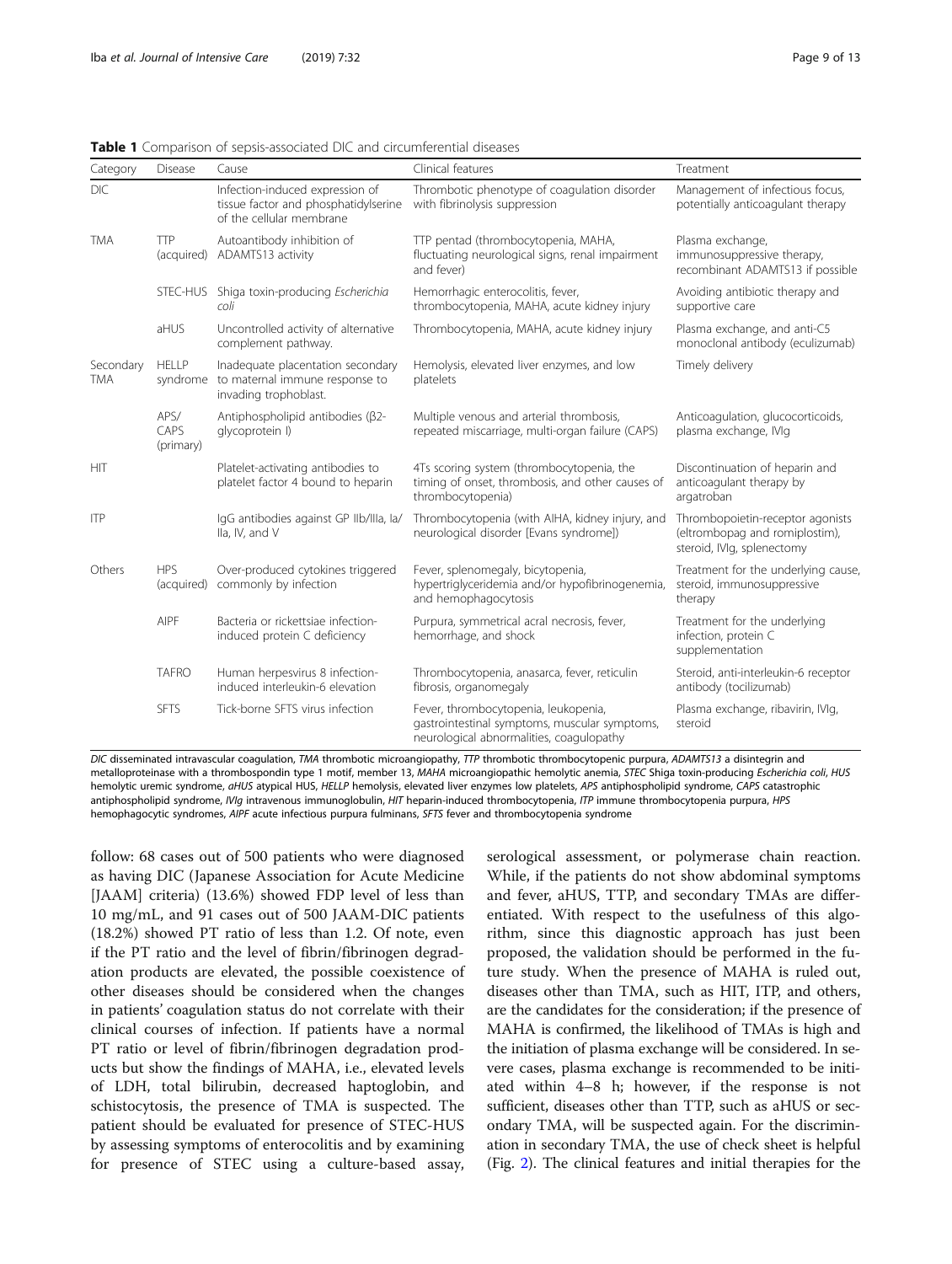**Table 1** Comparison of sepsis-associated DIC and circumferential diseases

| Category | Disease | Cause | Clinical features | Treatment |
|---|---|---|---|---|
| DIC | | Infection-induced expression of tissue factor and phosphatidylserine of the cellular membrane | Thrombotic phenotype of coagulation disorder with fibrinolysis suppression | Management of infectious focus, potentially anticoagulant therapy |
| TMA | TTP (acquired) | Autoantibody inhibition of ADAMTS13 activity | TTP pentad (thrombocytopenia, MAHA, fluctuating neurological signs, renal impairment and fever) | Plasma exchange, immunosuppressive therapy, recombinant ADAMTS13 if possible |
| | STEC-HUS | Shiga toxin-producing *Escherichia coli* | Hemorrhagic enterocolitis, fever, thrombocytopenia, MAHA, acute kidney injury | Avoiding antibiotic therapy and supportive care |
| | aHUS | Uncontrolled activity of alternative complement pathway. | Thrombocytopenia, MAHA, acute kidney injury | Plasma exchange, and anti-C5 monoclonal antibody (eculizumab) |
| Secondary TMA | HELLP syndrome | Inadequate placentation secondary to maternal immune response to invading trophoblast. | Hemolysis, elevated liver enzymes, and low platelets | Timely delivery |
| | APS/ CAPS (primary) | Antiphospholipid antibodies (β2-glycoprotein I) | Multiple venous and arterial thrombosis, repeated miscarriage, multi-organ failure (CAPS) | Anticoagulation, glucocorticoids, plasma exchange, IVIg |
| HIT | | Platelet-activating antibodies to platelet factor 4 bound to heparin | 4Ts scoring system (thrombocytopenia, the timing of onset, thrombosis, and other causes of thrombocytopenia) | Discontinuation of heparin and anticoagulant therapy by argatroban |
| ITP | | IgG antibodies against GP IIb/IIIa, Ia/IIa, IV, and V | Thrombocytopenia (with AIHA, kidney injury, and neurological disorder [Evans syndrome]) | Thrombopoietin-receptor agonists (eltrombopag and romiplostim), steroid, IVIg, splenectomy |
| Others | HPS (acquired) | Over-produced cytokines triggered commonly by infection | Fever, splenomegaly, bicytopenia, hypertriglyceridemia and/or hypofibrinogenemia, and hemophagocytosis | Treatment for the underlying cause, steroid, immunosuppressive therapy |
| | AIPF | Bacteria or rickettsiae infection-induced protein C deficiency | Purpura, symmetrical acral necrosis, fever, hemorrhage, and shock | Treatment for the underlying infection, protein C supplementation |
| | TAFRO | Human herpesvirus 8 infection-induced interleukin-6 elevation | Thrombocytopenia, anasarca, fever, reticulin fibrosis, organomegaly | Steroid, anti-interleukin-6 receptor antibody (tocilizumab) |
| | SFTS | Tick-borne SFTS virus infection | Fever, thrombocytopenia, leukopenia, gastrointestinal symptoms, muscular symptoms, neurological abnormalities, coagulopathy | Plasma exchange, ribavirin, IVIg, steroid |

*DIC* disseminated intravascular coagulation, *TMA* thrombotic microangiopathy, *TTP* thrombotic thrombocytopenic purpura, *ADAMTS13* a disintegrin and metalloproteinase with a thrombospondin type 1 motif, member 13, *MAHA* microangiopathic hemolytic anemia, *STEC* Shiga toxin-producing *Escherichia coli*, *HUS* hemolytic uremic syndrome, *aHUS* atypical HUS, *HELLP* hemolysis, elevated liver enzymes low platelets, *APS* antiphospholipid syndrome, *CAPS* catastrophic antiphospholipid syndrome, *IVIg* intravenous immunoglobulin, *HIT* heparin-induced thrombocytopenia, *ITP* immune thrombocytopenia purpura, *HPS* hemophagocytic syndromes, *AIPF* acute infectious purpura fulminans, *SFTS* fever and thrombocytopenia syndrome

follow: 68 cases out of 500 patients who were diagnosed as having DIC (Japanese Association for Acute Medicine [JAAM] criteria) (13.6%) showed FDP level of less than 10 mg/mL, and 91 cases out of 500 JAAM-DIC patients (18.2%) showed PT ratio of less than 1.2. Of note, even if the PT ratio and the level of fibrin/fibrinogen degradation products are elevated, the possible coexistence of other diseases should be considered when the changes in patients' coagulation status do not correlate with their clinical courses of infection. If patients have a normal PT ratio or level of fibrin/fibrinogen degradation products but show the findings of MAHA, i.e., elevated levels of LDH, total bilirubin, decreased haptoglobin, and schistocytosis, the presence of TMA is suspected. The patient should be evaluated for presence of STEC-HUS by assessing symptoms of enterocolitis and by examining for presence of STEC using a culture-based assay, serological assessment, or polymerase chain reaction. While, if the patients do not show abdominal symptoms and fever, aHUS, TTP, and secondary TMAs are differentiated. With respect to the usefulness of this algorithm, since this diagnostic approach has just been proposed, the validation should be performed in the future study. When the presence of MAHA is ruled out, diseases other than TMA, such as HIT, ITP, and others, are the candidates for the consideration; if the presence of MAHA is confirmed, the likelihood of TMAs is high and the initiation of plasma exchange will be considered. In severe cases, plasma exchange is recommended to be initiated within 4–8 h; however, if the response is not sufficient, diseases other than TTP, such as aHUS or secondary TMA, will be suspected again. For the discrimination in secondary TMA, the use of check sheet is helpful (Fig. 2). The clinical features and initial therapies for the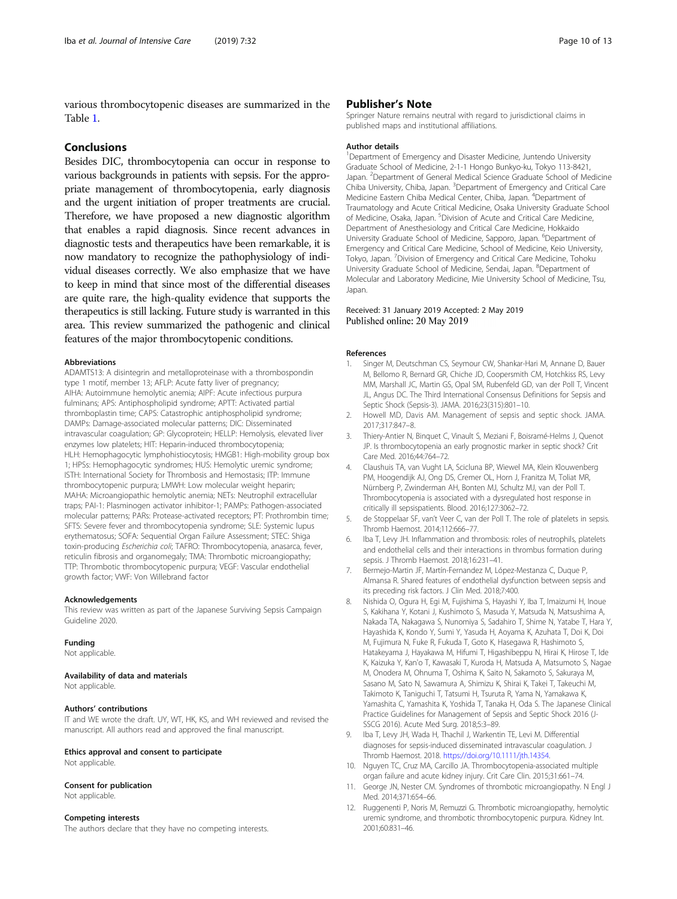various thrombocytopenic diseases are summarized in the Table 1.

## Conclusions

Besides DIC, thrombocytopenia can occur in response to various backgrounds in patients with sepsis. For the appropriate management of thrombocytopenia, early diagnosis and the urgent initiation of proper treatments are crucial. Therefore, we have proposed a new diagnostic algorithm that enables a rapid diagnosis. Since recent advances in diagnostic tests and therapeutics have been remarkable, it is now mandatory to recognize the pathophysiology of individual diseases correctly. We also emphasize that we have to keep in mind that since most of the differential diseases are quite rare, the high-quality evidence that supports the therapeutics is still lacking. Future study is warranted in this area. This review summarized the pathogenic and clinical features of the major thrombocytopenic conditions.

### Abbreviations

ADAMTS13: A disintegrin and metalloproteinase with a thrombospondin type 1 motif, member 13; AFLP: Acute fatty liver of pregnancy; AIHA: Autoimmune hemolytic anemia; AIPF: Acute infectious purpura fulminans; APS: Antiphospholipid syndrome; APTT: Activated partial thromboplastin time; CAPS: Catastrophic antiphospholipid syndrome; DAMPs: Damage-associated molecular patterns; DIC: Disseminated intravascular coagulation; GP: Glycoprotein; HELLP: Hemolysis, elevated liver enzymes low platelets; HIT: Heparin-induced thrombocytopenia; HLH: Hemophagocytic lymphohistiocytosis; HMGB1: High-mobility group box 1; HPSs: Hemophagocytic syndromes; HUS: Hemolytic uremic syndrome; ISTH: International Society for Thrombosis and Hemostasis; ITP: Immune thrombocytopenic purpura; LMWH: Low molecular weight heparin; MAHA: Microangiopathic hemolytic anemia; NETs: Neutrophil extracellular traps; PAI-1: Plasminogen activator inhibitor-1; PAMPs: Pathogen-associated molecular patterns; PARs: Protease-activated receptors; PT: Prothrombin time; SFTS: Severe fever and thrombocytopenia syndrome; SLE: Systemic lupus erythematosus; SOFA: Sequential Organ Failure Assessment; STEC: Shiga toxin-producing *Escherichia coli*; TAFRO: Thrombocytopenia, anasarca, fever, reticulin fibrosis and organomegaly; TMA: Thrombotic microangiopathy; TTP: Thrombotic thrombocytopenic purpura; VEGF: Vascular endothelial growth factor; VWF: Von Willebrand factor

### Acknowledgements

This review was written as part of the Japanese Surviving Sepsis Campaign Guideline 2020.

### Funding

Not applicable.

### Availability of data and materials

Not applicable.

### Authors' contributions

IT and WE wrote the draft. UY, WT, HK, KS, and WH reviewed and revised the manuscript. All authors read and approved the final manuscript.

### Ethics approval and consent to participate

Not applicable.

### Consent for publication

Not applicable.

### Competing interests

The authors declare that they have no competing interests.

## Publisher's Note

Springer Nature remains neutral with regard to jurisdictional claims in published maps and institutional affiliations.

### Author details

[1]Department of Emergency and Disaster Medicine, Juntendo University Graduate School of Medicine, 2-1-1 Hongo Bunkyo-ku, Tokyo 113-8421, Japan. [2]Department of General Medical Science Graduate School of Medicine Chiba University, Chiba, Japan. [3]Department of Emergency and Critical Care Medicine Eastern Chiba Medical Center, Chiba, Japan. [4]Department of Traumatology and Acute Critical Medicine, Osaka University Graduate School of Medicine, Osaka, Japan. [5]Division of Acute and Critical Care Medicine, Department of Anesthesiology and Critical Care Medicine, Hokkaido University Graduate School of Medicine, Sapporo, Japan. [6]Department of Emergency and Critical Care Medicine, School of Medicine, Keio University, Tokyo, Japan. [7]Division of Emergency and Critical Care Medicine, Tohoku University Graduate School of Medicine, Sendai, Japan. [8]Department of Molecular and Laboratory Medicine, Mie University School of Medicine, Tsu, Japan.

Received: 31 January 2019 Accepted: 2 May 2019
Published online: 20 May 2019

## References

1. Singer M, Deutschman CS, Seymour CW, Shankar-Hari M, Annane D, Bauer M, Bellomo R, Bernard GR, Chiche JD, Coopersmith CM, Hotchkiss RS, Levy MM, Marshall JC, Martin GS, Opal SM, Rubenfeld GD, van der Poll T, Vincent JL, Angus DC. The Third International Consensus Definitions for Sepsis and Septic Shock (Sepsis-3). JAMA. 2016;23(315):801–10.
2. Howell MD, Davis AM. Management of sepsis and septic shock. JAMA. 2017;317:847–8.
3. Thiery-Antier N, Binquet C, Vinault S, Meziani F, Boisramé-Helms J, Quenot JP. Is thrombocytopenia an early prognostic marker in septic shock? Crit Care Med. 2016;44:764–72.
4. Claushuis TA, van Vught LA, Scicluna BP, Wiewel MA, Klein Klouwenberg PM, Hoogendijk AJ, Ong DS, Cremer OL, Horn J, Franitza M, Toliat MR, Nürnberg P, Zwinderman AH, Bonten MJ, Schultz MJ, van der Poll T. Thrombocytopenia is associated with a dysregulated host response in critically ill sepsispatients. Blood. 2016;127:3062–72.
5. de Stoppelaar SF, van't Veer C, van der Poll T. The role of platelets in sepsis. Thromb Haemost. 2014;112:666–77.
6. Iba T, Levy JH. Inflammation and thrombosis: roles of neutrophils, platelets and endothelial cells and their interactions in thrombus formation during sepsis. J Thromb Haemost. 2018;16:231–41.
7. Bermejo-Martin JF, Martín-Fernandez M, López-Mestanza C, Duque P, Almansa R. Shared features of endothelial dysfunction between sepsis and its preceding risk factors. J Clin Med. 2018;7:400.
8. Nishida O, Ogura H, Egi M, Fujishima S, Hayashi Y, Iba T, Imaizumi H, Inoue S, Kakihana Y, Kotani J, Kushimoto S, Masuda Y, Matsuda N, Matsushima A, Nakada TA, Nakagawa S, Nunomiya S, Sadahiro T, Shime N, Yatabe T, Hara Y, Hayashida K, Kondo Y, Sumi Y, Yasuda H, Aoyama K, Azuhata T, Doi K, Doi M, Fujimura N, Fuke R, Fukuda T, Goto K, Hasegawa R, Hashimoto S, Hatakeyama J, Hayakawa M, Hifumi T, Higashibeppu N, Hirai K, Hirose T, Ide K, Kaizuka Y, Kan'o T, Kawasaki T, Kuroda H, Matsuda A, Matsumoto S, Nagae M, Onodera M, Ohnuma T, Oshima K, Saito N, Sakamoto S, Sakuraya M, Sasano M, Sato N, Sawamura A, Shimizu K, Shirai K, Takei T, Takeuchi M, Takimoto K, Taniguchi T, Tatsumi H, Tsuruta R, Yama N, Yamakawa K, Yamashita C, Yamashita K, Yoshida T, Tanaka H, Oda S. The Japanese Clinical Practice Guidelines for Management of Sepsis and Septic Shock 2016 (J-SSCG 2016). Acute Med Surg. 2018;5:3–89.
9. Iba T, Levy JH, Wada H, Thachil J, Warkentin TE, Levi M. Differential diagnoses for sepsis-induced disseminated intravascular coagulation. J Thromb Haemost. 2018. https://doi.org/10.1111/jth.14354.
10. Nguyen TC, Cruz MA, Carcillo JA. Thrombocytopenia-associated multiple organ failure and acute kidney injury. Crit Care Clin. 2015;31:661–74.
11. George JN, Nester CM. Syndromes of thrombotic microangiopathy. N Engl J Med. 2014;371:654–66.
12. Ruggenenti P, Noris M, Remuzzi G. Thrombotic microangiopathy, hemolytic uremic syndrome, and thrombotic thrombocytopenic purpura. Kidney Int. 2001;60:831–46.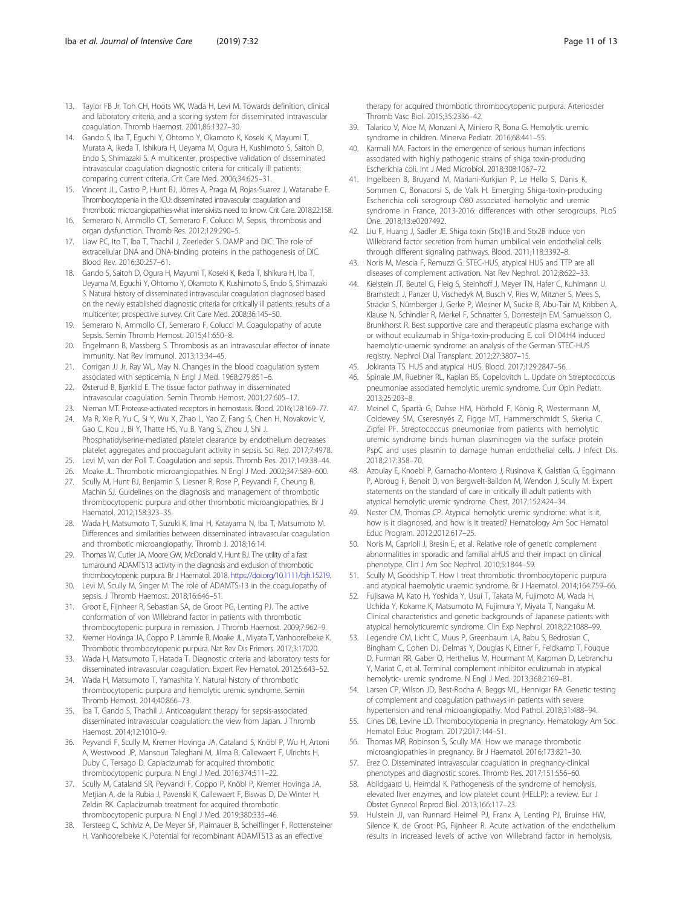13. Taylor FB Jr, Toh CH, Hoots WK, Wada H, Levi M. Towards definition, clinical and laboratory criteria, and a scoring system for disseminated intravascular coagulation. Thromb Haemost. 2001;86:1327–30.
14. Gando S, Iba T, Eguchi Y, Ohtomo Y, Okamoto K, Koseki K, Mayumi T, Murata A, Ikeda T, Ishikura H, Ueyama M, Ogura H, Kushimoto S, Saitoh D, Endo S, Shimazaki S. A multicenter, prospective validation of disseminated intravascular coagulation diagnostic criteria for critically ill patients: comparing current criteria. Crit Care Med. 2006;34:625–31.
15. Vincent JL, Castro P, Hunt BJ, Jörres A, Praga M, Rojas-Suarez J, Watanabe E. Thrombocytopenia in the ICU: disseminated intravascular coagulation and thrombotic microangiopathies-what intensivists need to know. Crit Care. 2018;22:158.
16. Semeraro N, Ammollo CT, Semeraro F, Colucci M. Sepsis, thrombosis and organ dysfunction. Thromb Res. 2012;129:290–5.
17. Liaw PC, Ito T, Iba T, Thachil J, Zeerleder S. DAMP and DIC: The role of extracellular DNA and DNA-binding proteins in the pathogenesis of DIC. Blood Rev. 2016;30:257–61.
18. Gando S, Saitoh D, Ogura H, Mayumi T, Koseki K, Ikeda T, Ishikura H, Iba T, Ueyama M, Eguchi Y, Ohtomo Y, Okamoto K, Kushimoto S, Endo S, Shimazaki S. Natural history of disseminated intravascular coagulation diagnosed based on the newly established diagnostic criteria for critically ill patients: results of a multicenter, prospective survey. Crit Care Med. 2008;36:145–50.
19. Semeraro N, Ammollo CT, Semeraro F, Colucci M. Coagulopathy of acute Sepsis. Semin Thromb Hemost. 2015;41:650–8.
20. Engelmann B, Massberg S. Thrombosis as an intravascular effector of innate immunity. Nat Rev Immunol. 2013;13:34–45.
21. Corrigan JJ Jr, Ray WL, May N. Changes in the blood coagulation system associated with septicemia. N Engl J Med. 1968;279:851–6.
22. Østerud B, Bjørklid E. The tissue factor pathway in disseminated intravascular coagulation. Semin Thromb Hemost. 2001;27:605–17.
23. Nieman MT. Protease-activated receptors in hemostasis. Blood. 2016;128:169–77.
24. Ma R, Xie R, Yu C, Si Y, Wu X, Zhao L, Yao Z, Fang S, Chen H, Novakovic V, Gao C, Kou J, Bi Y, Thatte HS, Yu B, Yang S, Zhou J, Shi J. Phosphatidylserine-mediated platelet clearance by endothelium decreases platelet aggregates and procoagulant activity in sepsis. Sci Rep. 2017;7:4978.
25. Levi M, van der Poll T. Coagulation and sepsis. Thromb Res. 2017;149:38–44.
26. Moake JL. Thrombotic microangiopathies. N Engl J Med. 2002;347:589–600.
27. Scully M, Hunt BJ, Benjamin S, Liesner R, Rose P, Peyvandi F, Cheung B, Machin SJ. Guidelines on the diagnosis and management of thrombotic thrombocytopenic purpura and other thrombotic microangiopathies. Br J Haematol. 2012;158:323–35.
28. Wada H, Matsumoto T, Suzuki K, Imai H, Katayama N, Iba T, Matsumoto M. Differences and similarities between disseminated intravascular coagulation and thrombotic microangiopathy. Thromb J. 2018;16:14.
29. Thomas W, Cutler JA, Moore GW, McDonald V, Hunt BJ. The utility of a fast turnaround ADAMTS13 activity in the diagnosis and exclusion of thrombotic thrombocytopenic purpura. Br J Haematol. 2018. https://doi.org/10.1111/bjh.15219.
30. Levi M, Scully M, Singer M. The role of ADAMTS-13 in the coagulopathy of sepsis. J Thromb Haemost. 2018;16:646–51.
31. Groot E, Fijnheer R, Sebastian SA, de Groot PG, Lenting PJ. The active conformation of von Willebrand factor in patients with thrombotic thrombocytopenic purpura in remission. J Thromb Haemost. 2009;7:962–9.
32. Kremer Hovinga JA, Coppo P, Lämmle B, Moake JL, Miyata T, Vanhoorelbeke K. Thrombotic thrombocytopenic purpura. Nat Rev Dis Primers. 2017;3:17020.
33. Wada H, Matsumoto T, Hatada T. Diagnostic criteria and laboratory tests for disseminated intravascular coagulation. Expert Rev Hematol. 2012;5:643–52.
34. Wada H, Matsumoto T, Yamashita Y. Natural history of thrombotic thrombocytopenic purpura and hemolytic uremic syndrome. Semin Thromb Hemost. 2014;40:866–73.
35. Iba T, Gando S, Thachil J. Anticoagulant therapy for sepsis-associated disseminated intravascular coagulation: the view from Japan. J Thromb Haemost. 2014;12:1010–9.
36. Peyvandi F, Scully M, Kremer Hovinga JA, Cataland S, Knöbl P, Wu H, Artoni A, Westwood JP, Mansouri Taleghani M, Jilma B, Callewaert F, Ulrichts H, Duby C, Tersago D. Caplacizumab for acquired thrombotic thrombocytopenic purpura. N Engl J Med. 2016;374:511–22.
37. Scully M, Cataland SR, Peyvandi F, Coppo P, Knöbl P, Kremer Hovinga JA, Metjian A, de la Rubia J, Pavenski K, Callewaert F, Biswas D, De Winter H, Zeldin RK. Caplacizumab treatment for acquired thrombotic thrombocytopenic purpura. N Engl J Med. 2019;380:335–46.
38. Tersteeg C, Schiviz A, De Meyer SF, Plaimauer B, Scheiflinger F, Rottensteiner H, Vanhoorelbeke K. Potential for recombinant ADAMTS13 as an effective therapy for acquired thrombotic thrombocytopenic purpura. Arterioscler Thromb Vasc Biol. 2015;35:2336–42.
39. Talarico V, Aloe M, Monzani A, Miniero R, Bona G. Hemolytic uremic syndrome in children. Minerva Pediatr. 2016;68:441–55.
40. Karmali MA. Factors in the emergence of serious human infections associated with highly pathogenic strains of shiga toxin-producing Escherichia coli. Int J Med Microbiol. 2018;308:1067–72.
41. Ingelbeen B, Bruyand M, Mariani-Kurkjian P, Le Hello S, Danis K, Sommen C, Bonacorsi S, de Valk H. Emerging Shiga-toxin-producing Escherichia coli serogroup O80 associated hemolytic and uremic syndrome in France, 2013-2016: differences with other serogroups. PLoS One. 2018;13:e0207492.
42. Liu F, Huang J, Sadler JE. Shiga toxin (Stx)1B and Stx2B induce von Willebrand factor secretion from human umbilical vein endothelial cells through different signaling pathways. Blood. 2011;118:3392–8.
43. Noris M, Mescia F, Remuzzi G. STEC-HUS, atypical HUS and TTP are all diseases of complement activation. Nat Rev Nephrol. 2012;8:622–33.
44. Kielstein JT, Beutel G, Fleig S, Steinhoff J, Meyer TN, Hafer C, Kuhlmann U, Bramstedt J, Panzer U, Vischedyk M, Busch V, Ries W, Mitzner S, Mees S, Stracke S, Nürnberger J, Gerke P, Wiesner M, Sucke B, Abu-Tair M, Kribben A, Klause N, Schindler R, Merkel F, Schnatter S, Dorresteijn EM, Samuelsson O, Brunkhorst R. Best supportive care and therapeutic plasma exchange with or without eculizumab in Shiga-toxin-producing E. coli O104:H4 induced haemolytic-uraemic syndrome: an analysis of the German STEC-HUS registry. Nephrol Dial Transplant. 2012;27:3807–15.
45. Jokiranta TS. HUS and atypical HUS. Blood. 2017;129:2847–56.
46. Spinale JM, Ruebner RL, Kaplan BS, Copelovitch L. Update on Streptococcus pneumoniae associated hemolytic uremic syndrome. Curr Opin Pediatr. 2013;25:203–8.
47. Meinel C, Spartà G, Dahse HM, Hörhold F, König R, Westermann M, Coldewey SM, Cseresnyés Z, Figge MT, Hammerschmidt S, Skerka C, Zipfel PF. Streptococcus pneumoniae from patients with hemolytic uremic syndrome binds human plasminogen via the surface protein PspC and uses plasmin to damage human endothelial cells. J Infect Dis. 2018;217:358–70.
48. Azoulay E, Knoebl P, Garnacho-Montero J, Rusinova K, Galstian G, Eggimann P, Abroug F, Benoit D, von Bergwelt-Baildon M, Wendon J, Scully M. Expert statements on the standard of care in critically ill adult patients with atypical hemolytic uremic syndrome. Chest. 2017;152:424–34.
49. Nester CM, Thomas CP. Atypical hemolytic uremic syndrome: what is it, how is it diagnosed, and how is it treated? Hematology Am Soc Hematol Educ Program. 2012;2012:617–25.
50. Noris M, Caprioli J, Bresin E, et al. Relative role of genetic complement abnormalities in sporadic and familial aHUS and their impact on clinical phenotype. Clin J Am Soc Nephrol. 2010;5:1844–59.
51. Scully M, Goodship T. How I treat thrombotic thrombocytopenic purpura and atypical haemolytic uraemic syndrome. Br J Haematol. 2014;164:759–66.
52. Fujisawa M, Kato H, Yoshida Y, Usui T, Takata M, Fujimoto M, Wada H, Uchida Y, Kokame K, Matsumoto M, Fujimura Y, Miyata T, Nangaku M. Clinical characteristics and genetic backgrounds of Japanese patients with atypical hemolyticuremic syndrome. Clin Exp Nephrol. 2018;22:1088–99.
53. Legendre CM, Licht C, Muus P, Greenbaum LA, Babu S, Bedrosian C, Bingham C, Cohen DJ, Delmas Y, Douglas K, Eitner F, Feldkamp T, Fouque D, Furman RR, Gaber O, Herthelius M, Hourmant M, Karpman D, Lebranchu Y, Mariat C, et al. Terminal complement inhibitor eculizumab in atypical hemolytic- uremic syndrome. N Engl J Med. 2013;368:2169–81.
54. Larsen CP, Wilson JD, Best-Rocha A, Beggs ML, Hennigar RA. Genetic testing of complement and coagulation pathways in patients with severe hypertension and renal microangiopathy. Mod Pathol. 2018;31:488–94.
55. Cines DB, Levine LD. Thrombocytopenia in pregnancy. Hematology Am Soc Hematol Educ Program. 2017;2017:144–51.
56. Thomas MR, Robinson S, Scully MA. How we manage thrombotic microangiopathies in pregnancy. Br J Haematol. 2016;173:821–30.
57. Erez O. Disseminated intravascular coagulation in pregnancy-clinical phenotypes and diagnostic scores. Thromb Res. 2017;151:S56–60.
58. Abildgaard U, Heimdal K. Pathogenesis of the syndrome of hemolysis, elevated liver enzymes, and low platelet count (HELLP): a review. Eur J Obstet Gynecol Reprod Biol. 2013;166:117–23.
59. Hulstein JJ, van Runnard Heimel PJ, Franx A, Lenting PJ, Bruinse HW, Silence K, de Groot PG, Fijnheer R. Acute activation of the endothelium results in increased levels of active von Willebrand factor in hemolysis,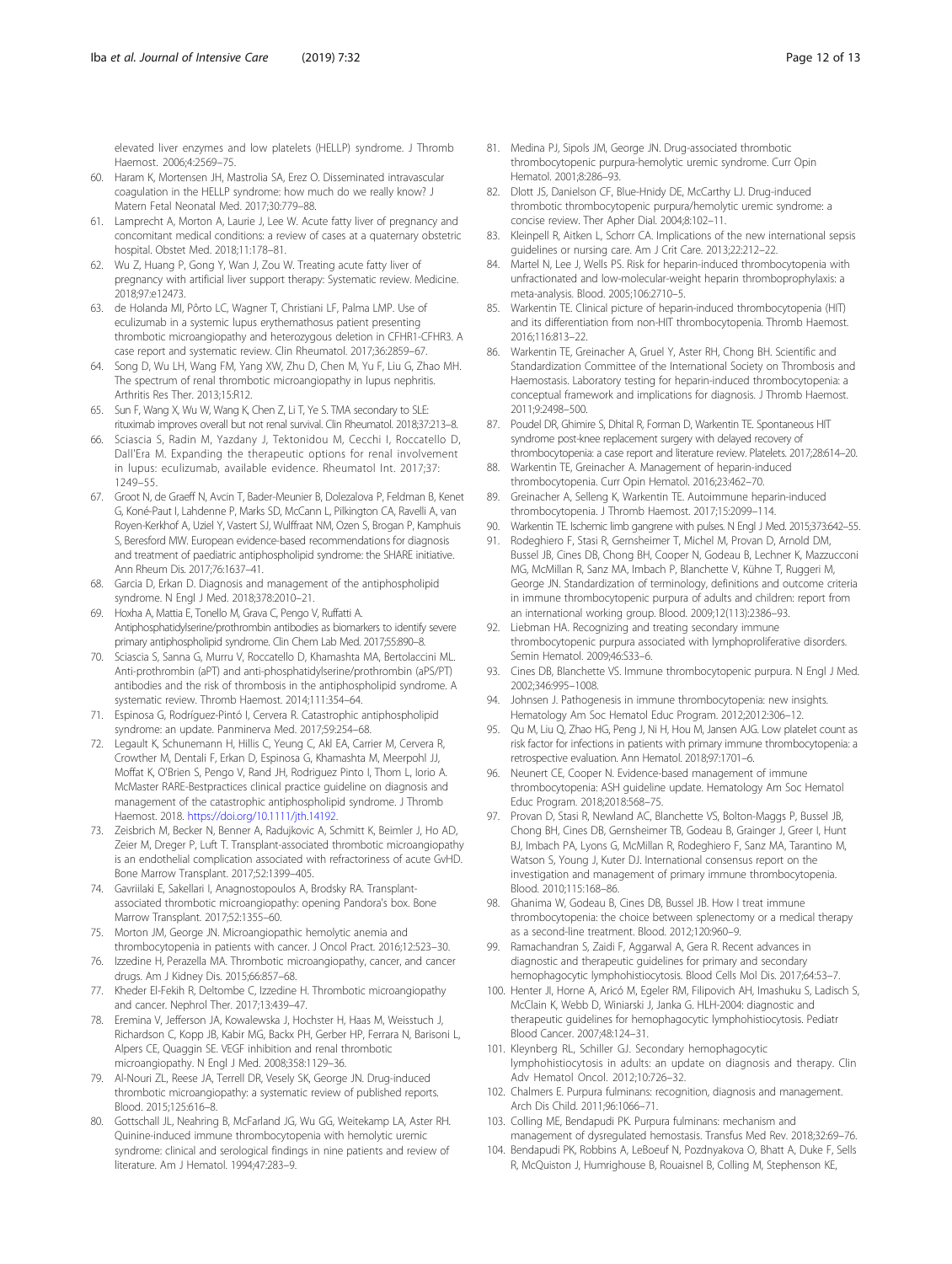elevated liver enzymes and low platelets (HELLP) syndrome. J Thromb Haemost. 2006;4:2569–75.

60. Haram K, Mortensen JH, Mastrolia SA, Erez O. Disseminated intravascular coagulation in the HELLP syndrome: how much do we really know? J Matern Fetal Neonatal Med. 2017;30:779–88.
61. Lamprecht A, Morton A, Laurie J, Lee W. Acute fatty liver of pregnancy and concomitant medical conditions: a review of cases at a quaternary obstetric hospital. Obstet Med. 2018;11:178–81.
62. Wu Z, Huang P, Gong Y, Wan J, Zou W. Treating acute fatty liver of pregnancy with artificial liver support therapy: Systematic review. Medicine. 2018;97:e12473.
63. de Holanda MI, Pôrto LC, Wagner T, Christiani LF, Palma LMP. Use of eculizumab in a systemic lupus erythemathosus patient presenting thrombotic microangiopathy and heterozygous deletion in CFHR1-CFHR3. A case report and systematic review. Clin Rheumatol. 2017;36:2859–67.
64. Song D, Wu LH, Wang FM, Yang XW, Zhu D, Chen M, Yu F, Liu G, Zhao MH. The spectrum of renal thrombotic microangiopathy in lupus nephritis. Arthritis Res Ther. 2013;15:R12.
65. Sun F, Wang X, Wu W, Wang K, Chen Z, Li T, Ye S. TMA secondary to SLE: rituximab improves overall but not renal survival. Clin Rheumatol. 2018;37:213–8.
66. Sciascia S, Radin M, Yazdany J, Tektonidou M, Cecchi I, Roccatello D, Dall'Era M. Expanding the therapeutic options for renal involvement in lupus: eculizumab, available evidence. Rheumatol Int. 2017;37:1249–55.
67. Groot N, de Graeff N, Avcin T, Bader-Meunier B, Dolezalova P, Feldman B, Kenet G, Koné-Paut I, Lahdenne P, Marks SD, McCann L, Pilkington CA, Ravelli A, van Royen-Kerkhof A, Uziel Y, Vastert SJ, Wulffraat NM, Ozen S, Brogan P, Kamphuis S, Beresford MW. European evidence-based recommendations for diagnosis and treatment of paediatric antiphospholipid syndrome: the SHARE initiative. Ann Rheum Dis. 2017;76:1637–41.
68. Garcia D, Erkan D. Diagnosis and management of the antiphospholipid syndrome. N Engl J Med. 2018;378:2010–21.
69. Hoxha A, Mattia E, Tonello M, Grava C, Pengo V, Ruffatti A. Antiphosphatidylserine/prothrombin antibodies as biomarkers to identify severe primary antiphospholipid syndrome. Clin Chem Lab Med. 2017;55:890–8.
70. Sciascia S, Sanna G, Murru V, Roccatello D, Khamashta MA, Bertolaccini ML. Anti-prothrombin (aPT) and anti-phosphatidylserine/prothrombin (aPS/PT) antibodies and the risk of thrombosis in the antiphospholipid syndrome. A systematic review. Thromb Haemost. 2014;111:354–64.
71. Espinosa G, Rodríguez-Pintó I, Cervera R. Catastrophic antiphospholipid syndrome: an update. Panminerva Med. 2017;59:254–68.
72. Legault K, Schunemann H, Hillis C, Yeung C, Akl EA, Carrier M, Cervera R, Crowther M, Dentali F, Erkan D, Espinosa G, Khamashta M, Meerpohl JJ, Moffat K, O'Brien S, Pengo V, Rand JH, Rodriguez Pinto I, Thom L, Iorio A. McMaster RARE-Bestpractices clinical practice guideline on diagnosis and management of the catastrophic antiphospholipid syndrome. J Thromb Haemost. 2018. https://doi.org/10.1111/jth.14192.
73. Zeisbrich M, Becker N, Benner A, Radujkovic A, Schmitt K, Beimler J, Ho AD, Zeier M, Dreger P, Luft T. Transplant-associated thrombotic microangiopathy is an endothelial complication associated with refractoriness of acute GvHD. Bone Marrow Transplant. 2017;52:1399–405.
74. Gavriilaki E, Sakellari I, Anagnostopoulos A, Brodsky RA. Transplant-associated thrombotic microangiopathy: opening Pandora's box. Bone Marrow Transplant. 2017;52:1355–60.
75. Morton JM, George JN. Microangiopathic hemolytic anemia and thrombocytopenia in patients with cancer. J Oncol Pract. 2016;12:523–30.
76. Izzedine H, Perazella MA. Thrombotic microangiopathy, cancer, and cancer drugs. Am J Kidney Dis. 2015;66:857–68.
77. Kheder El-Fekih R, Deltombe C, Izzedine H. Thrombotic microangiopathy and cancer. Nephrol Ther. 2017;13:439–47.
78. Eremina V, Jefferson JA, Kowalewska J, Hochster H, Haas M, Weisstuch J, Richardson C, Kopp JB, Kabir MG, Backx PH, Gerber HP, Ferrara N, Barisoni L, Alpers CE, Quaggin SE. VEGF inhibition and renal thrombotic microangiopathy. N Engl J Med. 2008;358:1129–36.
79. Al-Nouri ZL, Reese JA, Terrell DR, Vesely SK, George JN. Drug-induced thrombotic microangiopathy: a systematic review of published reports. Blood. 2015;125:616–8.
80. Gottschall JL, Neahring B, McFarland JG, Wu GG, Weitekamp LA, Aster RH. Quinine-induced immune thrombocytopenia with hemolytic uremic syndrome: clinical and serological findings in nine patients and review of literature. Am J Hematol. 1994;47:283–9.
81. Medina PJ, Sipols JM, George JN. Drug-associated thrombotic thrombocytopenic purpura-hemolytic uremic syndrome. Curr Opin Hematol. 2001;8:286–93.
82. Dlott JS, Danielson CF, Blue-Hnidy DE, McCarthy LJ. Drug-induced thrombotic thrombocytopenic purpura/hemolytic uremic syndrome: a concise review. Ther Apher Dial. 2004;8:102–11.
83. Kleinpell R, Aitken L, Schorr CA. Implications of the new international sepsis guidelines or nursing care. Am J Crit Care. 2013;22:212–22.
84. Martel N, Lee J, Wells PS. Risk for heparin-induced thrombocytopenia with unfractionated and low-molecular-weight heparin thromboprophylaxis: a meta-analysis. Blood. 2005;106:2710–5.
85. Warkentin TE. Clinical picture of heparin-induced thrombocytopenia (HIT) and its differentiation from non-HIT thrombocytopenia. Thromb Haemost. 2016;116:813–22.
86. Warkentin TE, Greinacher A, Gruel Y, Aster RH, Chong BH. Scientific and Standardization Committee of the International Society on Thrombosis and Haemostasis. Laboratory testing for heparin-induced thrombocytopenia: a conceptual framework and implications for diagnosis. J Thromb Haemost. 2011;9:2498–500.
87. Poudel DR, Ghimire S, Dhital R, Forman D, Warkentin TE. Spontaneous HIT syndrome post-knee replacement surgery with delayed recovery of thrombocytopenia: a case report and literature review. Platelets. 2017;28:614–20.
88. Warkentin TE, Greinacher A. Management of heparin-induced thrombocytopenia. Curr Opin Hematol. 2016;23:462–70.
89. Greinacher A, Selleng K, Warkentin TE. Autoimmune heparin-induced thrombocytopenia. J Thromb Haemost. 2017;15:2099–114.
90. Warkentin TE. Ischemic limb gangrene with pulses. N Engl J Med. 2015;373:642–55.
91. Rodeghiero F, Stasi R, Gernsheimer T, Michel M, Provan D, Arnold DM, Bussel JB, Cines DB, Chong BH, Cooper N, Godeau B, Lechner K, Mazzucconi MG, McMillan R, Sanz MA, Imbach P, Blanchette V, Kühne T, Ruggeri M, George JN. Standardization of terminology, definitions and outcome criteria in immune thrombocytopenic purpura of adults and children: report from an international working group. Blood. 2009;12(113):2386–93.
92. Liebman HA. Recognizing and treating secondary immune thrombocytopenic purpura associated with lymphoproliferative disorders. Semin Hematol. 2009;46:S33–6.
93. Cines DB, Blanchette VS. Immune thrombocytopenic purpura. N Engl J Med. 2002;346:995–1008.
94. Johnsen J. Pathogenesis in immune thrombocytopenia: new insights. Hematology Am Soc Hematol Educ Program. 2012;2012:306–12.
95. Qu M, Liu Q, Zhao HG, Peng J, Ni H, Hou M, Jansen AJG. Low platelet count as risk factor for infections in patients with primary immune thrombocytopenia: a retrospective evaluation. Ann Hematol. 2018;97:1701–6.
96. Neunert CE, Cooper N. Evidence-based management of immune thrombocytopenia: ASH guideline update. Hematology Am Soc Hematol Educ Program. 2018;2018:568–75.
97. Provan D, Stasi R, Newland AC, Blanchette VS, Bolton-Maggs P, Bussel JB, Chong BH, Cines DB, Gernsheimer TB, Godeau B, Grainger J, Greer I, Hunt BJ, Imbach PA, Lyons G, McMillan R, Rodeghiero F, Sanz MA, Tarantino M, Watson S, Young J, Kuter DJ. International consensus report on the investigation and management of primary immune thrombocytopenia. Blood. 2010;115:168–86.
98. Ghanima W, Godeau B, Cines DB, Bussel JB. How I treat immune thrombocytopenia: the choice between splenectomy or a medical therapy as a second-line treatment. Blood. 2012;120:960–9.
99. Ramachandran S, Zaidi F, Aggarwal A, Gera R. Recent advances in diagnostic and therapeutic guidelines for primary and secondary hemophagocytic lymphohistiocytosis. Blood Cells Mol Dis. 2017;64:53–7.
100. Henter JI, Horne A, Aricó M, Egeler RM, Filipovich AH, Imashuku S, Ladisch S, McClain K, Webb D, Winiarski J, Janka G. HLH-2004: diagnostic and therapeutic guidelines for hemophagocytic lymphohistiocytosis. Pediatr Blood Cancer. 2007;48:124–31.
101. Kleynberg RL, Schiller GJ. Secondary hemophagocytic lymphohistiocytosis in adults: an update on diagnosis and therapy. Clin Adv Hematol Oncol. 2012;10:726–32.
102. Chalmers E. Purpura fulminans: recognition, diagnosis and management. Arch Dis Child. 2011;96:1066–71.
103. Colling ME, Bendapudi PK. Purpura fulminans: mechanism and management of dysregulated hemostasis. Transfus Med Rev. 2018;32:69–76.
104. Bendapudi PK, Robbins A, LeBoeuf N, Pozdnyakova O, Bhatt A, Duke F, Sells R, McQuiston J, Humrighouse B, Rouaisnel B, Colling M, Stephenson KE,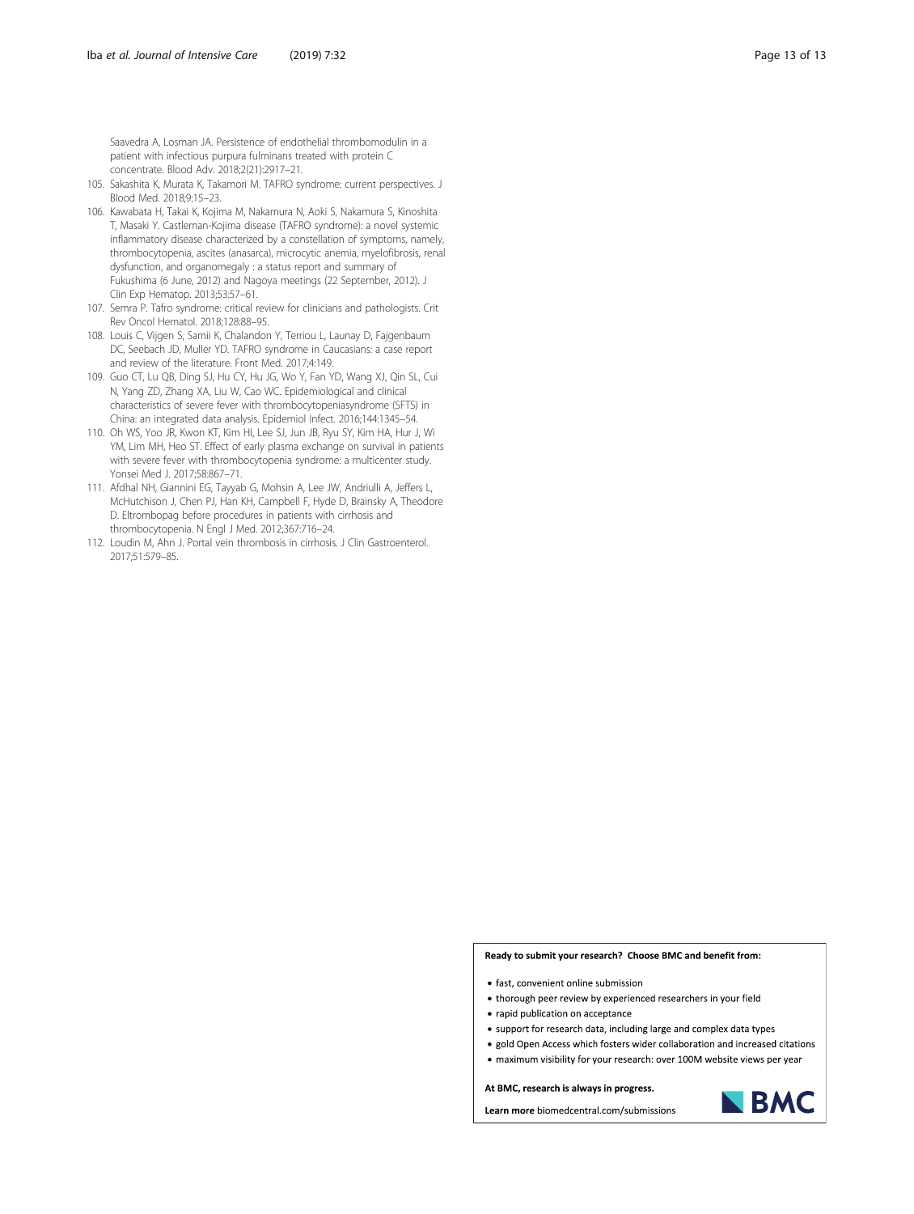Saavedra A, Losman JA. Persistence of endothelial thrombomodulin in a patient with infectious purpura fulminans treated with protein C concentrate. Blood Adv. 2018;2(21):2917–21.

105. Sakashita K, Murata K, Takamori M. TAFRO syndrome: current perspectives. J Blood Med. 2018;9:15–23.
106. Kawabata H, Takai K, Kojima M, Nakamura N, Aoki S, Nakamura S, Kinoshita T, Masaki Y. Castleman-Kojima disease (TAFRO syndrome): a novel systemic inflammatory disease characterized by a constellation of symptoms, namely, thrombocytopenia, ascites (anasarca), microcytic anemia, myelofibrosis, renal dysfunction, and organomegaly : a status report and summary of Fukushima (6 June, 2012) and Nagoya meetings (22 September, 2012). J Clin Exp Hematop. 2013;53:57–61.
107. Semra P. Tafro syndrome: critical review for clinicians and pathologists. Crit Rev Oncol Hematol. 2018;128:88–95.
108. Louis C, Vijgen S, Samii K, Chalandon Y, Terriou L, Launay D, Fajgenbaum DC, Seebach JD, Muller YD. TAFRO syndrome in Caucasians: a case report and review of the literature. Front Med. 2017;4:149.
109. Guo CT, Lu QB, Ding SJ, Hu CY, Hu JG, Wo Y, Fan YD, Wang XJ, Qin SL, Cui N, Yang ZD, Zhang XA, Liu W, Cao WC. Epidemiological and clinical characteristics of severe fever with thrombocytopeniasyndrome (SFTS) in China: an integrated data analysis. Epidemiol Infect. 2016;144:1345–54.
110. Oh WS, Yoo JR, Kwon KT, Kim HI, Lee SJ, Jun JB, Ryu SY, Kim HA, Hur J, Wi YM, Lim MH, Heo ST. Effect of early plasma exchange on survival in patients with severe fever with thrombocytopenia syndrome: a multicenter study. Yonsei Med J. 2017;58:867–71.
111. Afdhal NH, Giannini EG, Tayyab G, Mohsin A, Lee JW, Andriulli A, Jeffers L, McHutchison J, Chen PJ, Han KH, Campbell F, Hyde D, Brainsky A, Theodore D. Eltrombopag before procedures in patients with cirrhosis and thrombocytopenia. N Engl J Med. 2012;367:716–24.
112. Loudin M, Ahn J. Portal vein thrombosis in cirrhosis. J Clin Gastroenterol. 2017;51:579–85.

**Ready to submit your research? Choose BMC and benefit from:**

- fast, convenient online submission
- thorough peer review by experienced researchers in your field
- rapid publication on acceptance
- support for research data, including large and complex data types
- gold Open Access which fosters wider collaboration and increased citations
- maximum visibility for your research: over 100M website views per year

**At BMC, research is always in progress.**

**Learn more** biomedcentral.com/submissions

BMC